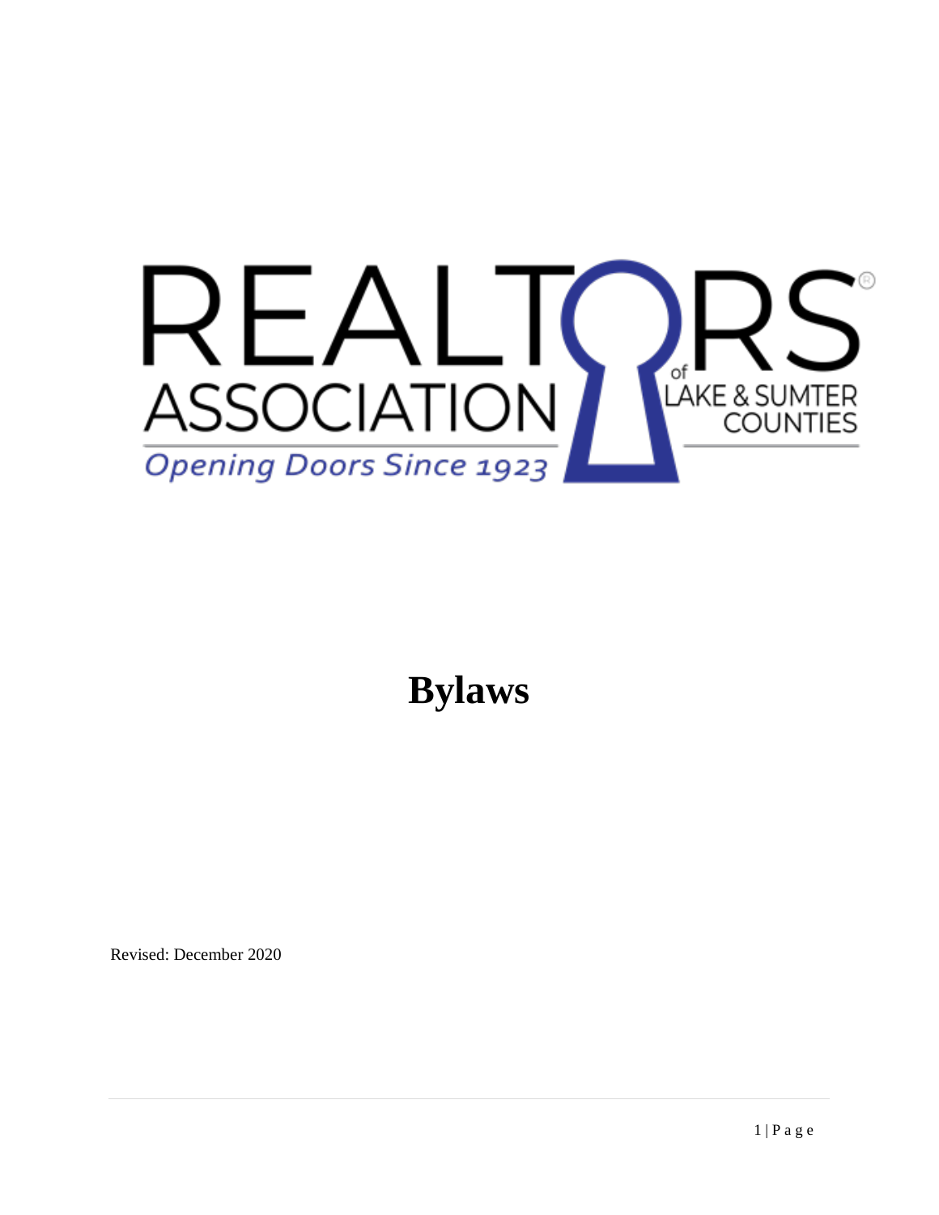REALTORS® ASSOCIATION of LAKE & SUMTER COUNTIES

*Opening Doors Since 1923*

# Bylaws

Revised: December 2020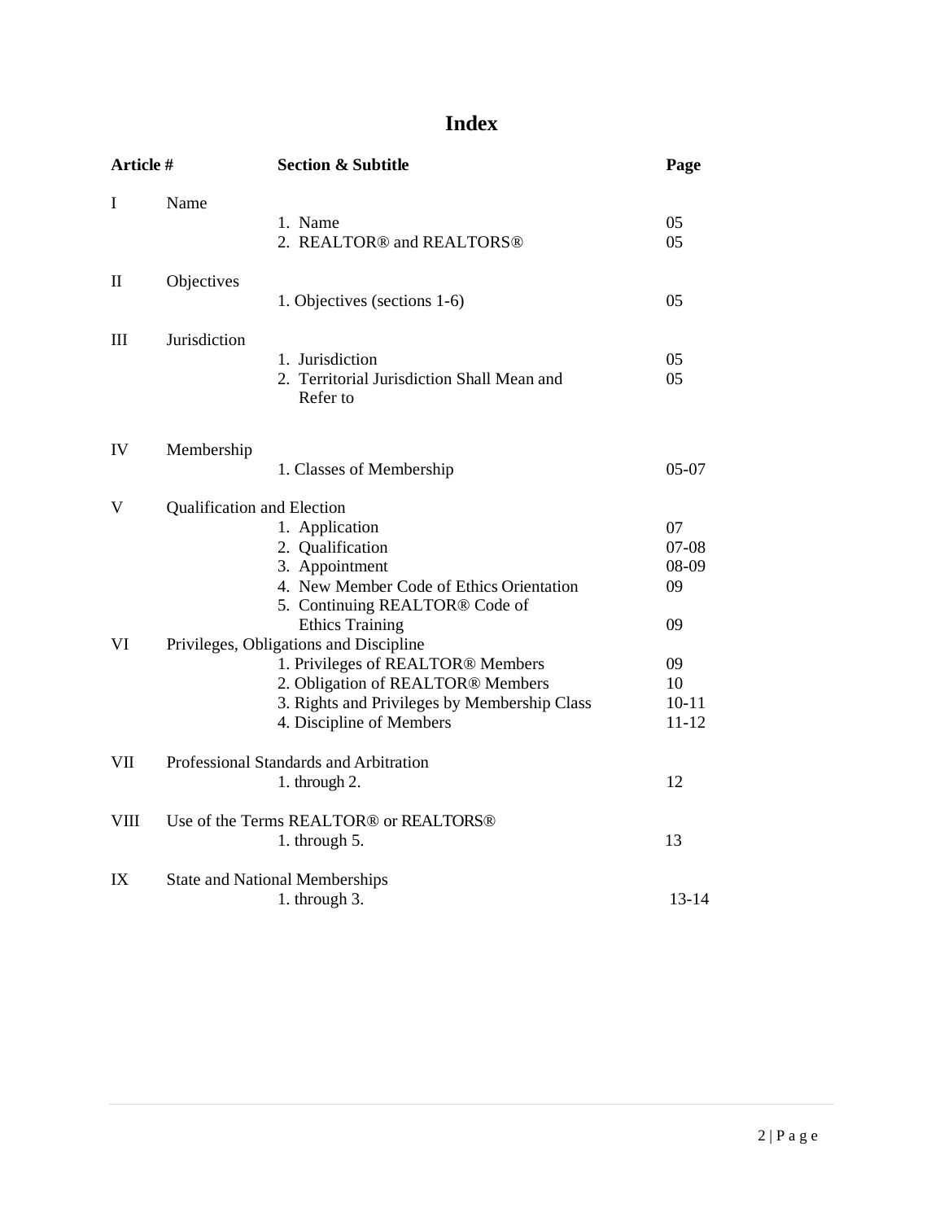# Index

| Article # | | Section & Subtitle | Page |
|---|---|---|---|
| I | Name | | |
| | | 1. Name | 05 |
| | | 2. REALTOR® and REALTORS® | 05 |
| II | Objectives | | |
| | | 1. Objectives (sections 1-6) | 05 |
| III | Jurisdiction | | |
| | | 1. Jurisdiction | 05 |
| | | 2. Territorial Jurisdiction Shall Mean and Refer to | 05 |
| IV | Membership | | |
| | | 1. Classes of Membership | 05-07 |
| V | Qualification and Election | | |
| | | 1. Application | 07 |
| | | 2. Qualification | 07-08 |
| | | 3. Appointment | 08-09 |
| | | 4. New Member Code of Ethics Orientation | 09 |
| | | 5. Continuing REALTOR® Code of Ethics Training | 09 |
| VI | Privileges, Obligations and Discipline | | |
| | | 1. Privileges of REALTOR® Members | 09 |
| | | 2. Obligation of REALTOR® Members | 10 |
| | | 3. Rights and Privileges by Membership Class | 10-11 |
| | | 4. Discipline of Members | 11-12 |
| VII | Professional Standards and Arbitration | | |
| | | 1. through 2. | 12 |
| VIII | Use of the Terms REALTOR® or REALTORS® | | |
| | | 1. through 5. | 13 |
| IX | State and National Memberships | | |
| | | 1. through 3. | 13-14 |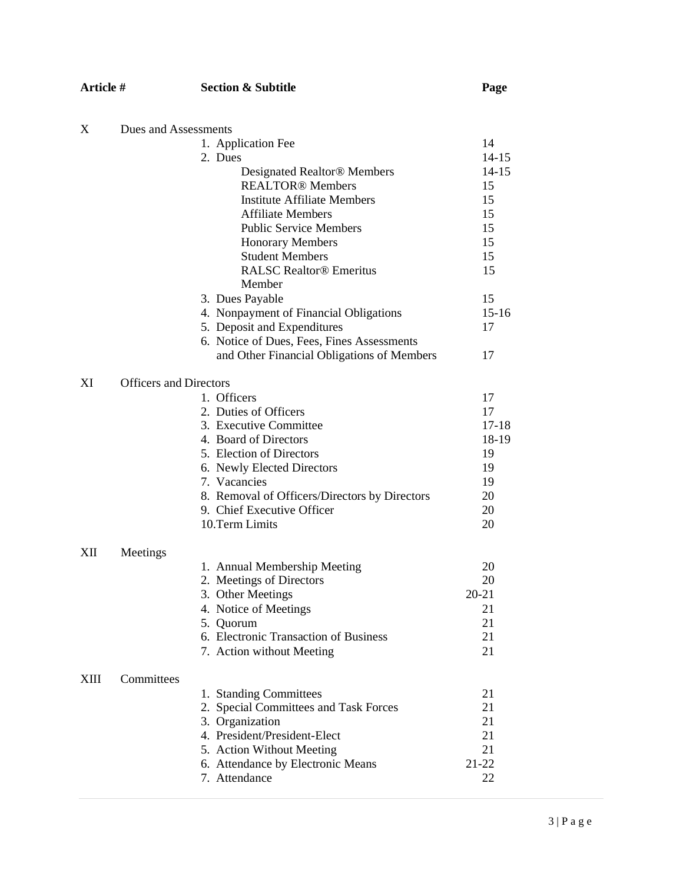| Article # | | Section & Subtitle | Page |
|---|---|---|---|
| X | Dues and Assessments | | |
| | | 1. Application Fee | 14 |
| | | 2. Dues | 14-15 |
| | | Designated Realtor® Members | 14-15 |
| | | REALTOR® Members | 15 |
| | | Institute Affiliate Members | 15 |
| | | Affiliate Members | 15 |
| | | Public Service Members | 15 |
| | | Honorary Members | 15 |
| | | Student Members | 15 |
| | | RALSC Realtor® Emeritus Member | 15 |
| | | 3. Dues Payable | 15 |
| | | 4. Nonpayment of Financial Obligations | 15-16 |
| | | 5. Deposit and Expenditures | 17 |
| | | 6. Notice of Dues, Fees, Fines Assessments and Other Financial Obligations of Members | 17 |
| XI | Officers and Directors | | |
| | | 1. Officers | 17 |
| | | 2. Duties of Officers | 17 |
| | | 3. Executive Committee | 17-18 |
| | | 4. Board of Directors | 18-19 |
| | | 5. Election of Directors | 19 |
| | | 6. Newly Elected Directors | 19 |
| | | 7. Vacancies | 19 |
| | | 8. Removal of Officers/Directors by Directors | 20 |
| | | 9. Chief Executive Officer | 20 |
| | | 10. Term Limits | 20 |
| XII | Meetings | | |
| | | 1. Annual Membership Meeting | 20 |
| | | 2. Meetings of Directors | 20 |
| | | 3. Other Meetings | 20-21 |
| | | 4. Notice of Meetings | 21 |
| | | 5. Quorum | 21 |
| | | 6. Electronic Transaction of Business | 21 |
| | | 7. Action without Meeting | 21 |
| XIII | Committees | | |
| | | 1. Standing Committees | 21 |
| | | 2. Special Committees and Task Forces | 21 |
| | | 3. Organization | 21 |
| | | 4. President/President-Elect | 21 |
| | | 5. Action Without Meeting | 21 |
| | | 6. Attendance by Electronic Means | 21-22 |
| | | 7. Attendance | 22 |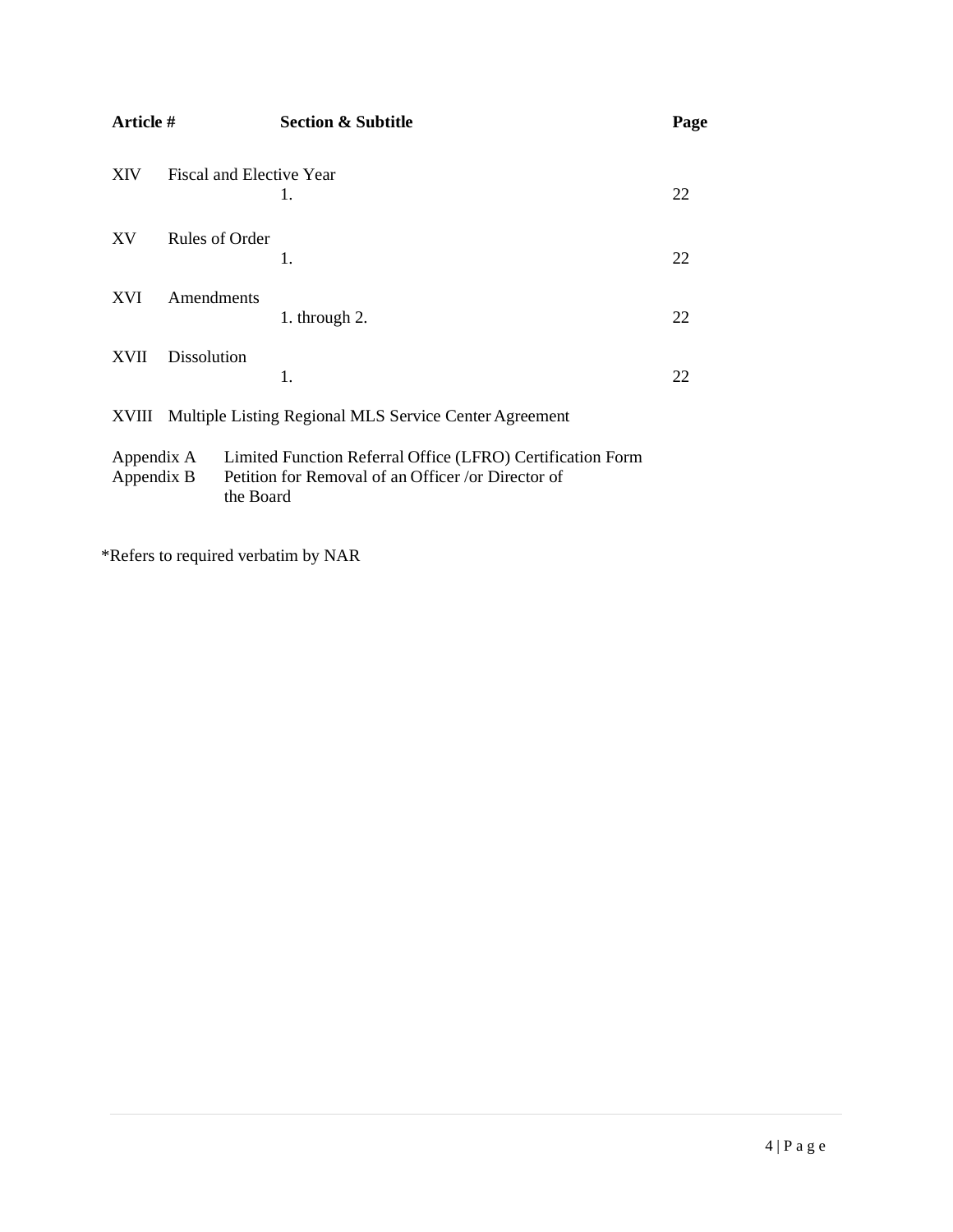| Article # | | Section & Subtitle | Page |
| --- | --- | --- | --- |
| XIV | Fiscal and Elective Year | 1. | 22 |
| XV | Rules of Order | 1. | 22 |
| XVI | Amendments | 1. through 2. | 22 |
| XVII | Dissolution | 1. | 22 |
| XVIII | Multiple Listing Regional MLS Service Center Agreement | | |

Appendix A Limited Function Referral Office (LFRO) Certification Form

Appendix B Petition for Removal of an Officer /or Director of the Board

*Refers to required verbatim by NAR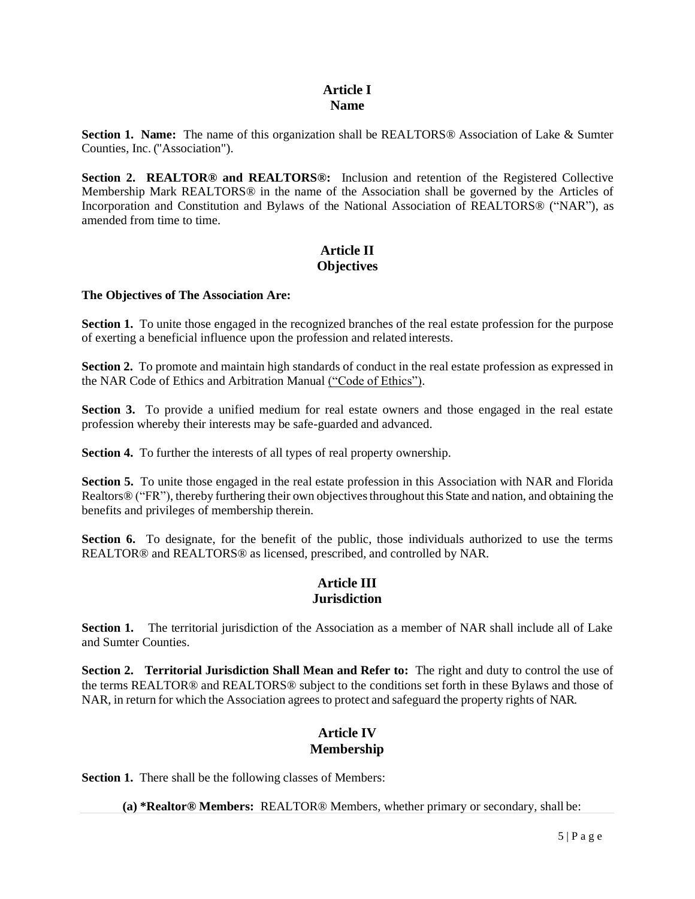## Article I
## Name

**Section 1. Name:** The name of this organization shall be REALTORS® Association of Lake & Sumter Counties, Inc. ("Association").

**Section 2. REALTOR® and REALTORS®:** Inclusion and retention of the Registered Collective Membership Mark REALTORS® in the name of the Association shall be governed by the Articles of Incorporation and Constitution and Bylaws of the National Association of REALTORS® ("NAR"), as amended from time to time.

## Article II
## Objectives

**The Objectives of The Association Are:**

**Section 1.** To unite those engaged in the recognized branches of the real estate profession for the purpose of exerting a beneficial influence upon the profession and related interests.

**Section 2.** To promote and maintain high standards of conduct in the real estate profession as expressed in the NAR Code of Ethics and Arbitration Manual ("Code of Ethics").

**Section 3.** To provide a unified medium for real estate owners and those engaged in the real estate profession whereby their interests may be safe-guarded and advanced.

**Section 4.** To further the interests of all types of real property ownership.

**Section 5.** To unite those engaged in the real estate profession in this Association with NAR and Florida Realtors® ("FR"), thereby furthering their own objectives throughout this State and nation, and obtaining the benefits and privileges of membership therein.

**Section 6.** To designate, for the benefit of the public, those individuals authorized to use the terms REALTOR® and REALTORS® as licensed, prescribed, and controlled by NAR.

## Article III
## Jurisdiction

**Section 1.** The territorial jurisdiction of the Association as a member of NAR shall include all of Lake and Sumter Counties.

**Section 2. Territorial Jurisdiction Shall Mean and Refer to:** The right and duty to control the use of the terms REALTOR® and REALTORS® subject to the conditions set forth in these Bylaws and those of NAR, in return for which the Association agrees to protect and safeguard the property rights of NAR.

## Article IV
## Membership

**Section 1.** There shall be the following classes of Members:

**(a) *Realtor® Members:** REALTOR® Members, whether primary or secondary, shall be: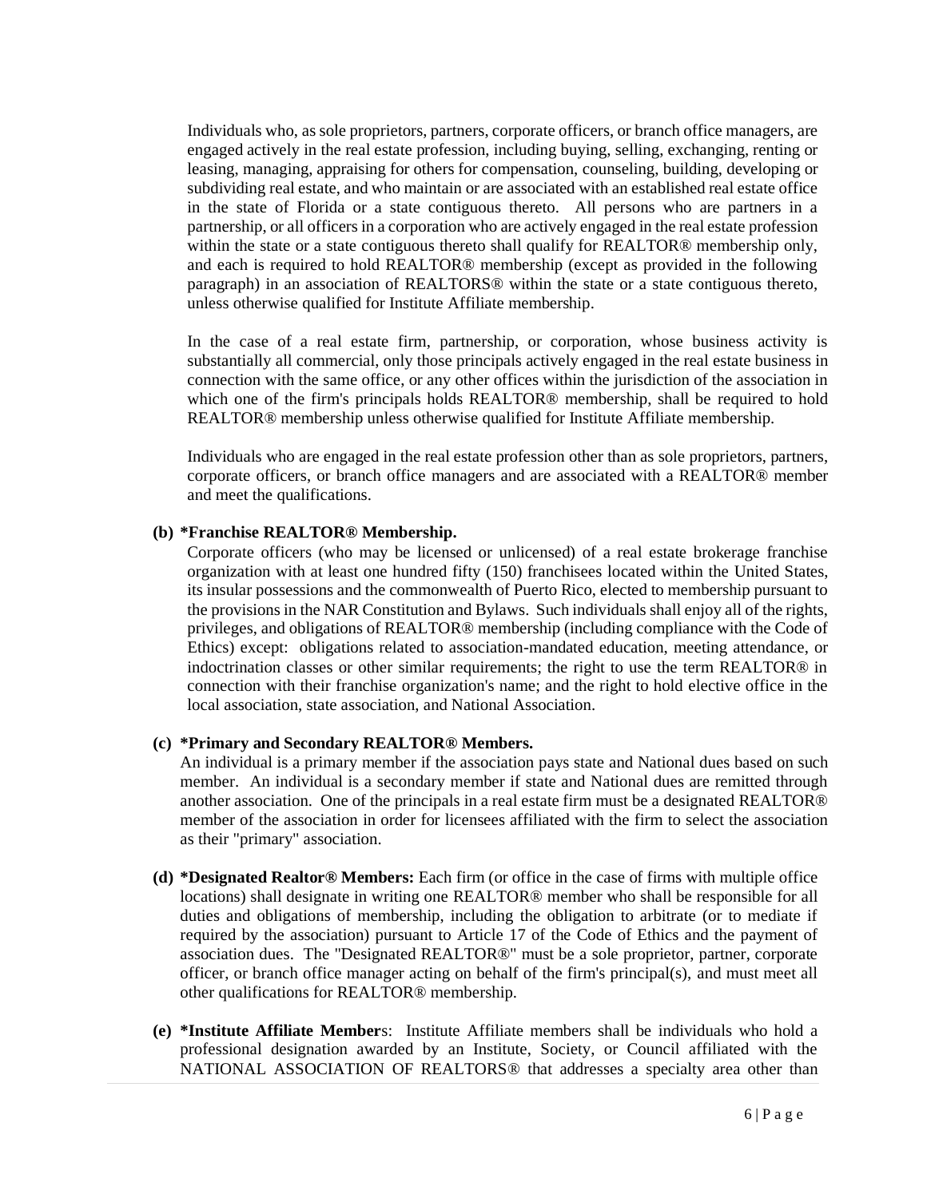Individuals who, as sole proprietors, partners, corporate officers, or branch office managers, are engaged actively in the real estate profession, including buying, selling, exchanging, renting or leasing, managing, appraising for others for compensation, counseling, building, developing or subdividing real estate, and who maintain or are associated with an established real estate office in the state of Florida or a state contiguous thereto. All persons who are partners in a partnership, or all officers in a corporation who are actively engaged in the real estate profession within the state or a state contiguous thereto shall qualify for REALTOR® membership only, and each is required to hold REALTOR® membership (except as provided in the following paragraph) in an association of REALTORS® within the state or a state contiguous thereto, unless otherwise qualified for Institute Affiliate membership.

In the case of a real estate firm, partnership, or corporation, whose business activity is substantially all commercial, only those principals actively engaged in the real estate business in connection with the same office, or any other offices within the jurisdiction of the association in which one of the firm's principals holds REALTOR® membership, shall be required to hold REALTOR® membership unless otherwise qualified for Institute Affiliate membership.

Individuals who are engaged in the real estate profession other than as sole proprietors, partners, corporate officers, or branch office managers and are associated with a REALTOR® member and meet the qualifications.

**(b) *Franchise REALTOR® Membership.**
Corporate officers (who may be licensed or unlicensed) of a real estate brokerage franchise organization with at least one hundred fifty (150) franchisees located within the United States, its insular possessions and the commonwealth of Puerto Rico, elected to membership pursuant to the provisions in the NAR Constitution and Bylaws. Such individuals shall enjoy all of the rights, privileges, and obligations of REALTOR® membership (including compliance with the Code of Ethics) except: obligations related to association-mandated education, meeting attendance, or indoctrination classes or other similar requirements; the right to use the term REALTOR® in connection with their franchise organization's name; and the right to hold elective office in the local association, state association, and National Association.

**(c) *Primary and Secondary REALTOR® Members.**
An individual is a primary member if the association pays state and National dues based on such member. An individual is a secondary member if state and National dues are remitted through another association. One of the principals in a real estate firm must be a designated REALTOR® member of the association in order for licensees affiliated with the firm to select the association as their "primary" association.

**(d) *Designated Realtor® Members:** Each firm (or office in the case of firms with multiple office locations) shall designate in writing one REALTOR® member who shall be responsible for all duties and obligations of membership, including the obligation to arbitrate (or to mediate if required by the association) pursuant to Article 17 of the Code of Ethics and the payment of association dues. The "Designated REALTOR®" must be a sole proprietor, partner, corporate officer, or branch office manager acting on behalf of the firm's principal(s), and must meet all other qualifications for REALTOR® membership.

**(e) *Institute Affiliate Members:** Institute Affiliate members shall be individuals who hold a professional designation awarded by an Institute, Society, or Council affiliated with the NATIONAL ASSOCIATION OF REALTORS® that addresses a specialty area other than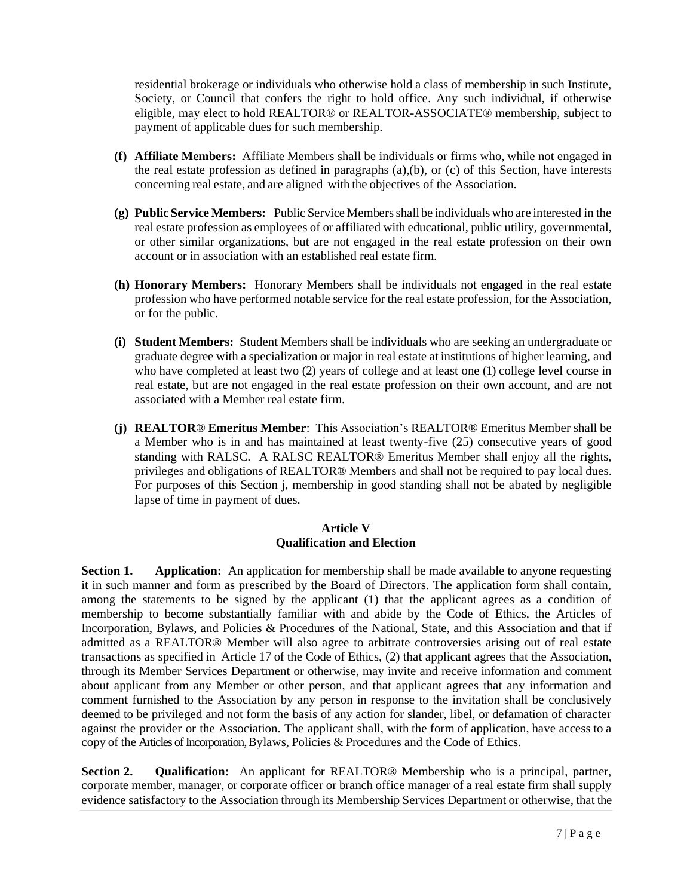residential brokerage or individuals who otherwise hold a class of membership in such Institute, Society, or Council that confers the right to hold office. Any such individual, if otherwise eligible, may elect to hold REALTOR® or REALTOR-ASSOCIATE® membership, subject to payment of applicable dues for such membership.

**(f) Affiliate Members:** Affiliate Members shall be individuals or firms who, while not engaged in the real estate profession as defined in paragraphs (a),(b), or (c) of this Section, have interests concerning real estate, and are aligned with the objectives of the Association.

**(g) Public Service Members:** Public Service Members shall be individuals who are interested in the real estate profession as employees of or affiliated with educational, public utility, governmental, or other similar organizations, but are not engaged in the real estate profession on their own account or in association with an established real estate firm.

**(h) Honorary Members:** Honorary Members shall be individuals not engaged in the real estate profession who have performed notable service for the real estate profession, for the Association, or for the public.

**(i) Student Members:** Student Members shall be individuals who are seeking an undergraduate or graduate degree with a specialization or major in real estate at institutions of higher learning, and who have completed at least two (2) years of college and at least one (1) college level course in real estate, but are not engaged in the real estate profession on their own account, and are not associated with a Member real estate firm.

**(j) REALTOR® Emeritus Member**: This Association's REALTOR® Emeritus Member shall be a Member who is in and has maintained at least twenty-five (25) consecutive years of good standing with RALSC. A RALSC REALTOR® Emeritus Member shall enjoy all the rights, privileges and obligations of REALTOR® Members and shall not be required to pay local dues. For purposes of this Section j, membership in good standing shall not be abated by negligible lapse of time in payment of dues.

## Article V
## Qualification and Election

**Section 1. Application:** An application for membership shall be made available to anyone requesting it in such manner and form as prescribed by the Board of Directors. The application form shall contain, among the statements to be signed by the applicant (1) that the applicant agrees as a condition of membership to become substantially familiar with and abide by the Code of Ethics, the Articles of Incorporation, Bylaws, and Policies & Procedures of the National, State, and this Association and that if admitted as a REALTOR® Member will also agree to arbitrate controversies arising out of real estate transactions as specified in Article 17 of the Code of Ethics, (2) that applicant agrees that the Association, through its Member Services Department or otherwise, may invite and receive information and comment about applicant from any Member or other person, and that applicant agrees that any information and comment furnished to the Association by any person in response to the invitation shall be conclusively deemed to be privileged and not form the basis of any action for slander, libel, or defamation of character against the provider or the Association. The applicant shall, with the form of application, have access to a copy of the Articles of Incorporation, Bylaws, Policies & Procedures and the Code of Ethics.

**Section 2. Qualification:** An applicant for REALTOR® Membership who is a principal, partner, corporate member, manager, or corporate officer or branch office manager of a real estate firm shall supply evidence satisfactory to the Association through its Membership Services Department or otherwise, that the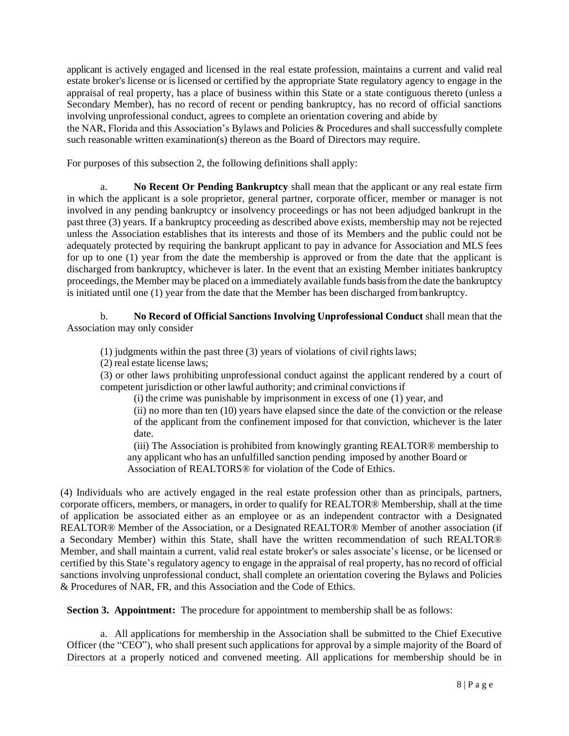applicant is actively engaged and licensed in the real estate profession, maintains a current and valid real estate broker's license or is licensed or certified by the appropriate State regulatory agency to engage in the appraisal of real property, has a place of business within this State or a state contiguous thereto (unless a Secondary Member), has no record of recent or pending bankruptcy, has no record of official sanctions involving unprofessional conduct, agrees to complete an orientation covering and abide by the NAR, Florida and this Association's Bylaws and Policies & Procedures and shall successfully complete such reasonable written examination(s) thereon as the Board of Directors may require.

For purposes of this subsection 2, the following definitions shall apply:

a. **No Recent Or Pending Bankruptcy** shall mean that the applicant or any real estate firm in which the applicant is a sole proprietor, general partner, corporate officer, member or manager is not involved in any pending bankruptcy or insolvency proceedings or has not been adjudged bankrupt in the past three (3) years. If a bankruptcy proceeding as described above exists, membership may not be rejected unless the Association establishes that its interests and those of its Members and the public could not be adequately protected by requiring the bankrupt applicant to pay in advance for Association and MLS fees for up to one (1) year from the date the membership is approved or from the date that the applicant is discharged from bankruptcy, whichever is later. In the event that an existing Member initiates bankruptcy proceedings, the Member may be placed on a immediately available funds basis from the date the bankruptcy is initiated until one (1) year from the date that the Member has been discharged from bankruptcy.

b. **No Record of Official Sanctions Involving Unprofessional Conduct** shall mean that the Association may only consider

(1) judgments within the past three (3) years of violations of civil rights laws;

(2) real estate license laws;

(3) or other laws prohibiting unprofessional conduct against the applicant rendered by a court of competent jurisdiction or other lawful authority; and criminal convictions if

(i) the crime was punishable by imprisonment in excess of one (1) year, and

(ii) no more than ten (10) years have elapsed since the date of the conviction or the release of the applicant from the confinement imposed for that conviction, whichever is the later date.

(iii) The Association is prohibited from knowingly granting REALTOR® membership to any applicant who has an unfulfilled sanction pending imposed by another Board or Association of REALTORS® for violation of the Code of Ethics.

(4) Individuals who are actively engaged in the real estate profession other than as principals, partners, corporate officers, members, or managers, in order to qualify for REALTOR® Membership, shall at the time of application be associated either as an employee or as an independent contractor with a Designated REALTOR® Member of the Association, or a Designated REALTOR® Member of another association (if a Secondary Member) within this State, shall have the written recommendation of such REALTOR® Member, and shall maintain a current, valid real estate broker's or sales associate's license, or be licensed or certified by this State's regulatory agency to engage in the appraisal of real property, has no record of official sanctions involving unprofessional conduct, shall complete an orientation covering the Bylaws and Policies & Procedures of NAR, FR, and this Association and the Code of Ethics.

**Section 3. Appointment:** The procedure for appointment to membership shall be as follows:

a. All applications for membership in the Association shall be submitted to the Chief Executive Officer (the "CEO"), who shall present such applications for approval by a simple majority of the Board of Directors at a properly noticed and convened meeting. All applications for membership should be in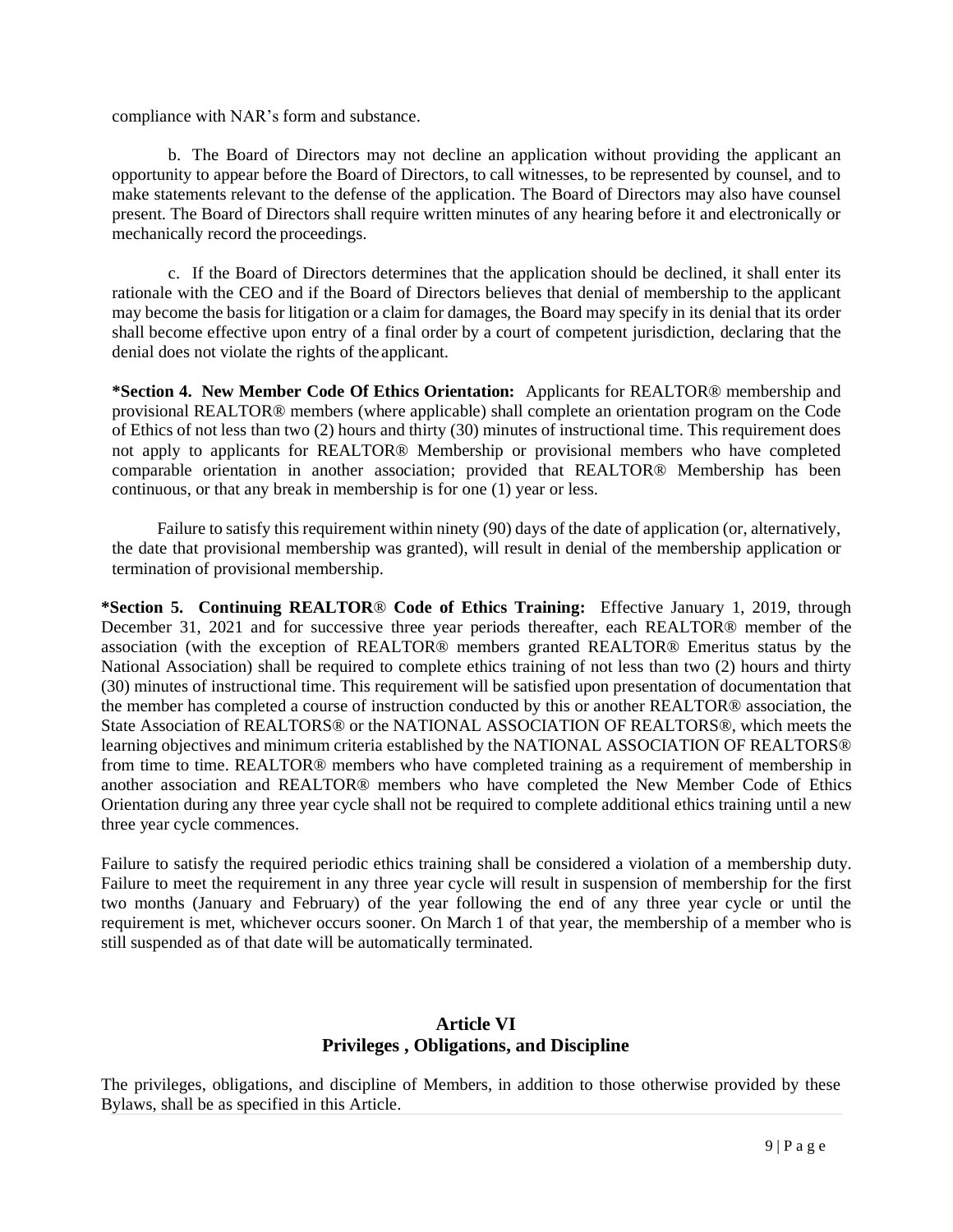compliance with NAR's form and substance.

b. The Board of Directors may not decline an application without providing the applicant an opportunity to appear before the Board of Directors, to call witnesses, to be represented by counsel, and to make statements relevant to the defense of the application. The Board of Directors may also have counsel present. The Board of Directors shall require written minutes of any hearing before it and electronically or mechanically record the proceedings.

c. If the Board of Directors determines that the application should be declined, it shall enter its rationale with the CEO and if the Board of Directors believes that denial of membership to the applicant may become the basis for litigation or a claim for damages, the Board may specify in its denial that its order shall become effective upon entry of a final order by a court of competent jurisdiction, declaring that the denial does not violate the rights of the applicant.

**\*Section 4. New Member Code Of Ethics Orientation:** Applicants for REALTOR® membership and provisional REALTOR® members (where applicable) shall complete an orientation program on the Code of Ethics of not less than two (2) hours and thirty (30) minutes of instructional time. This requirement does not apply to applicants for REALTOR® Membership or provisional members who have completed comparable orientation in another association; provided that REALTOR® Membership has been continuous, or that any break in membership is for one (1) year or less.

Failure to satisfy this requirement within ninety (90) days of the date of application (or, alternatively, the date that provisional membership was granted), will result in denial of the membership application or termination of provisional membership.

**\*Section 5. Continuing REALTOR® Code of Ethics Training:** Effective January 1, 2019, through December 31, 2021 and for successive three year periods thereafter, each REALTOR® member of the association (with the exception of REALTOR® members granted REALTOR® Emeritus status by the National Association) shall be required to complete ethics training of not less than two (2) hours and thirty (30) minutes of instructional time. This requirement will be satisfied upon presentation of documentation that the member has completed a course of instruction conducted by this or another REALTOR® association, the State Association of REALTORS® or the NATIONAL ASSOCIATION OF REALTORS®, which meets the learning objectives and minimum criteria established by the NATIONAL ASSOCIATION OF REALTORS® from time to time. REALTOR® members who have completed training as a requirement of membership in another association and REALTOR® members who have completed the New Member Code of Ethics Orientation during any three year cycle shall not be required to complete additional ethics training until a new three year cycle commences.

Failure to satisfy the required periodic ethics training shall be considered a violation of a membership duty. Failure to meet the requirement in any three year cycle will result in suspension of membership for the first two months (January and February) of the year following the end of any three year cycle or until the requirement is met, whichever occurs sooner. On March 1 of that year, the membership of a member who is still suspended as of that date will be automatically terminated.

## Article VI
## Privileges , Obligations, and Discipline

The privileges, obligations, and discipline of Members, in addition to those otherwise provided by these Bylaws, shall be as specified in this Article.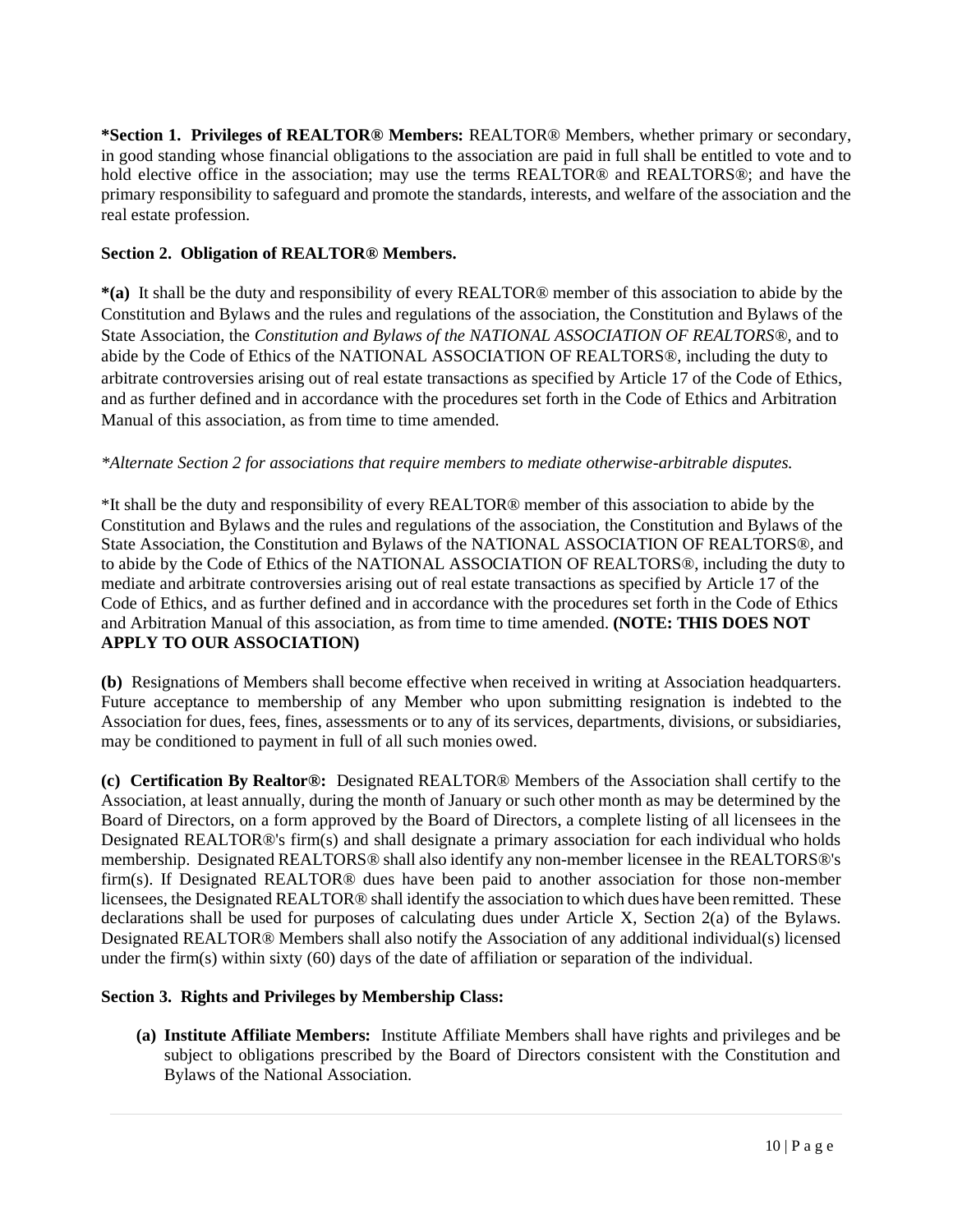**\*Section 1. Privileges of REALTOR® Members:** REALTOR® Members, whether primary or secondary, in good standing whose financial obligations to the association are paid in full shall be entitled to vote and to hold elective office in the association; may use the terms REALTOR® and REALTORS®; and have the primary responsibility to safeguard and promote the standards, interests, and welfare of the association and the real estate profession.

**Section 2. Obligation of REALTOR® Members.**

**\*(a)** It shall be the duty and responsibility of every REALTOR® member of this association to abide by the Constitution and Bylaws and the rules and regulations of the association, the Constitution and Bylaws of the State Association, the *Constitution and Bylaws of the NATIONAL ASSOCIATION OF REALTORS®*, and to abide by the Code of Ethics of the NATIONAL ASSOCIATION OF REALTORS®, including the duty to arbitrate controversies arising out of real estate transactions as specified by Article 17 of the Code of Ethics, and as further defined and in accordance with the procedures set forth in the Code of Ethics and Arbitration Manual of this association, as from time to time amended.

*\*Alternate Section 2 for associations that require members to mediate otherwise-arbitrable disputes.*

\*It shall be the duty and responsibility of every REALTOR® member of this association to abide by the Constitution and Bylaws and the rules and regulations of the association, the Constitution and Bylaws of the State Association, the Constitution and Bylaws of the NATIONAL ASSOCIATION OF REALTORS®, and to abide by the Code of Ethics of the NATIONAL ASSOCIATION OF REALTORS®, including the duty to mediate and arbitrate controversies arising out of real estate transactions as specified by Article 17 of the Code of Ethics, and as further defined and in accordance with the procedures set forth in the Code of Ethics and Arbitration Manual of this association, as from time to time amended. **(NOTE: THIS DOES NOT APPLY TO OUR ASSOCIATION)**

**(b)** Resignations of Members shall become effective when received in writing at Association headquarters. Future acceptance to membership of any Member who upon submitting resignation is indebted to the Association for dues, fees, fines, assessments or to any of its services, departments, divisions, or subsidiaries, may be conditioned to payment in full of all such monies owed.

**(c) Certification By Realtor®:** Designated REALTOR® Members of the Association shall certify to the Association, at least annually, during the month of January or such other month as may be determined by the Board of Directors, on a form approved by the Board of Directors, a complete listing of all licensees in the Designated REALTOR®'s firm(s) and shall designate a primary association for each individual who holds membership. Designated REALTORS® shall also identify any non-member licensee in the REALTORS®'s firm(s). If Designated REALTOR® dues have been paid to another association for those non-member licensees, the Designated REALTOR® shall identify the association to which dues have been remitted. These declarations shall be used for purposes of calculating dues under Article X, Section 2(a) of the Bylaws. Designated REALTOR® Members shall also notify the Association of any additional individual(s) licensed under the firm(s) within sixty (60) days of the date of affiliation or separation of the individual.

**Section 3. Rights and Privileges by Membership Class:**

**(a) Institute Affiliate Members:** Institute Affiliate Members shall have rights and privileges and be subject to obligations prescribed by the Board of Directors consistent with the Constitution and Bylaws of the National Association.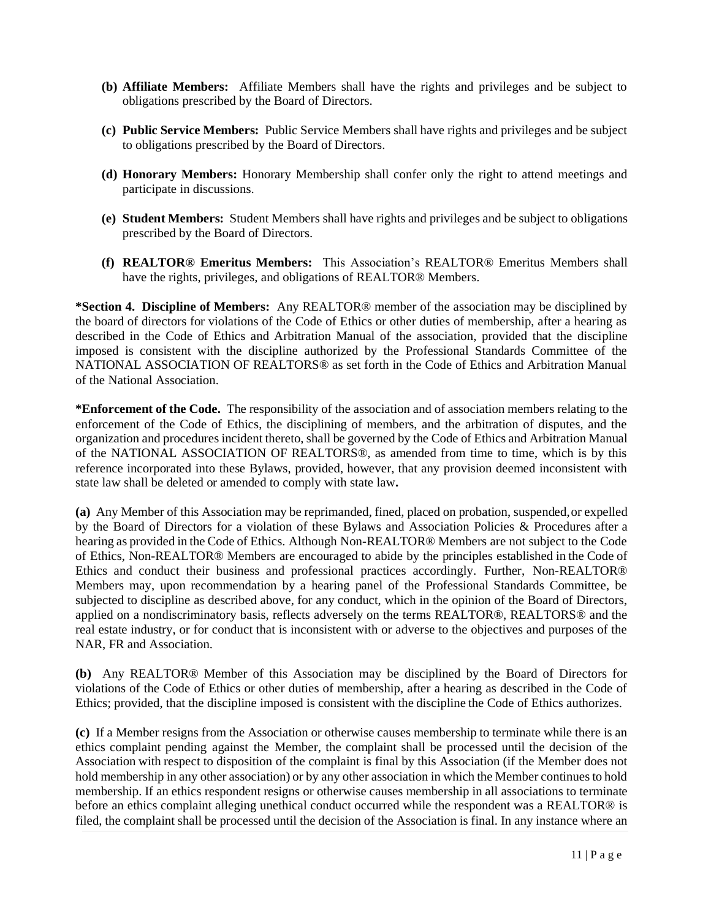- **(b) Affiliate Members:** Affiliate Members shall have the rights and privileges and be subject to obligations prescribed by the Board of Directors.
- **(c) Public Service Members:** Public Service Members shall have rights and privileges and be subject to obligations prescribed by the Board of Directors.
- **(d) Honorary Members:** Honorary Membership shall confer only the right to attend meetings and participate in discussions.
- **(e) Student Members:** Student Members shall have rights and privileges and be subject to obligations prescribed by the Board of Directors.
- **(f) REALTOR® Emeritus Members:** This Association's REALTOR® Emeritus Members shall have the rights, privileges, and obligations of REALTOR® Members.

**\*Section 4. Discipline of Members:** Any REALTOR® member of the association may be disciplined by the board of directors for violations of the Code of Ethics or other duties of membership, after a hearing as described in the Code of Ethics and Arbitration Manual of the association, provided that the discipline imposed is consistent with the discipline authorized by the Professional Standards Committee of the NATIONAL ASSOCIATION OF REALTORS® as set forth in the Code of Ethics and Arbitration Manual of the National Association.

**\*Enforcement of the Code.** The responsibility of the association and of association members relating to the enforcement of the Code of Ethics, the disciplining of members, and the arbitration of disputes, and the organization and procedures incident thereto, shall be governed by the Code of Ethics and Arbitration Manual of the NATIONAL ASSOCIATION OF REALTORS®, as amended from time to time, which is by this reference incorporated into these Bylaws, provided, however, that any provision deemed inconsistent with state law shall be deleted or amended to comply with state law**.**

**(a)** Any Member of this Association may be reprimanded, fined, placed on probation, suspended, or expelled by the Board of Directors for a violation of these Bylaws and Association Policies & Procedures after a hearing as provided in the Code of Ethics. Although Non-REALTOR® Members are not subject to the Code of Ethics, Non-REALTOR® Members are encouraged to abide by the principles established in the Code of Ethics and conduct their business and professional practices accordingly. Further, Non-REALTOR® Members may, upon recommendation by a hearing panel of the Professional Standards Committee, be subjected to discipline as described above, for any conduct, which in the opinion of the Board of Directors, applied on a nondiscriminatory basis, reflects adversely on the terms REALTOR®, REALTORS® and the real estate industry, or for conduct that is inconsistent with or adverse to the objectives and purposes of the NAR, FR and Association.

**(b)** Any REALTOR® Member of this Association may be disciplined by the Board of Directors for violations of the Code of Ethics or other duties of membership, after a hearing as described in the Code of Ethics; provided, that the discipline imposed is consistent with the discipline the Code of Ethics authorizes.

**(c)** If a Member resigns from the Association or otherwise causes membership to terminate while there is an ethics complaint pending against the Member, the complaint shall be processed until the decision of the Association with respect to disposition of the complaint is final by this Association (if the Member does not hold membership in any other association) or by any other association in which the Member continues to hold membership. If an ethics respondent resigns or otherwise causes membership in all associations to terminate before an ethics complaint alleging unethical conduct occurred while the respondent was a REALTOR® is filed, the complaint shall be processed until the decision of the Association is final. In any instance where an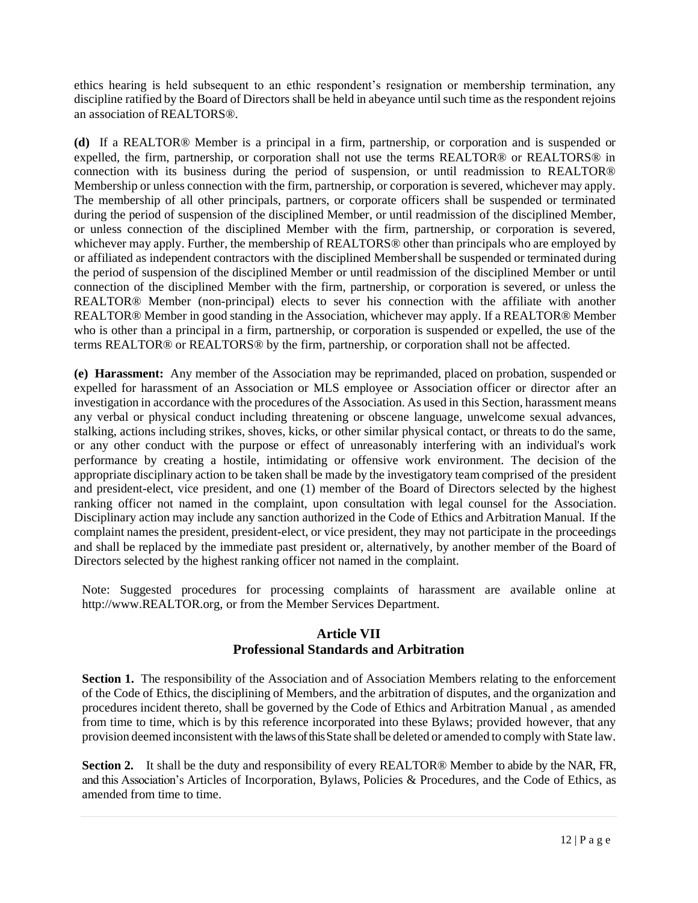ethics hearing is held subsequent to an ethic respondent's resignation or membership termination, any discipline ratified by the Board of Directors shall be held in abeyance until such time as the respondent rejoins an association of REALTORS®.

**(d)** If a REALTOR® Member is a principal in a firm, partnership, or corporation and is suspended or expelled, the firm, partnership, or corporation shall not use the terms REALTOR® or REALTORS® in connection with its business during the period of suspension, or until readmission to REALTOR® Membership or unless connection with the firm, partnership, or corporation is severed, whichever may apply. The membership of all other principals, partners, or corporate officers shall be suspended or terminated during the period of suspension of the disciplined Member, or until readmission of the disciplined Member, or unless connection of the disciplined Member with the firm, partnership, or corporation is severed, whichever may apply. Further, the membership of REALTORS® other than principals who are employed by or affiliated as independent contractors with the disciplined Member shall be suspended or terminated during the period of suspension of the disciplined Member or until readmission of the disciplined Member or until connection of the disciplined Member with the firm, partnership, or corporation is severed, or unless the REALTOR® Member (non-principal) elects to sever his connection with the affiliate with another REALTOR® Member in good standing in the Association, whichever may apply. If a REALTOR® Member who is other than a principal in a firm, partnership, or corporation is suspended or expelled, the use of the terms REALTOR® or REALTORS® by the firm, partnership, or corporation shall not be affected.

**(e) Harassment:** Any member of the Association may be reprimanded, placed on probation, suspended or expelled for harassment of an Association or MLS employee or Association officer or director after an investigation in accordance with the procedures of the Association. As used in this Section, harassment means any verbal or physical conduct including threatening or obscene language, unwelcome sexual advances, stalking, actions including strikes, shoves, kicks, or other similar physical contact, or threats to do the same, or any other conduct with the purpose or effect of unreasonably interfering with an individual's work performance by creating a hostile, intimidating or offensive work environment. The decision of the appropriate disciplinary action to be taken shall be made by the investigatory team comprised of the president and president-elect, vice president, and one (1) member of the Board of Directors selected by the highest ranking officer not named in the complaint, upon consultation with legal counsel for the Association. Disciplinary action may include any sanction authorized in the Code of Ethics and Arbitration Manual. If the complaint names the president, president-elect, or vice president, they may not participate in the proceedings and shall be replaced by the immediate past president or, alternatively, by another member of the Board of Directors selected by the highest ranking officer not named in the complaint.

Note: Suggested procedures for processing complaints of harassment are available online at http://www.REALTOR.org, or from the Member Services Department.

## Article VII
## Professional Standards and Arbitration

**Section 1.** The responsibility of the Association and of Association Members relating to the enforcement of the Code of Ethics, the disciplining of Members, and the arbitration of disputes, and the organization and procedures incident thereto, shall be governed by the Code of Ethics and Arbitration Manual , as amended from time to time, which is by this reference incorporated into these Bylaws; provided however, that any provision deemed inconsistent with the laws of this State shall be deleted or amended to comply with State law.

**Section 2.** It shall be the duty and responsibility of every REALTOR® Member to abide by the NAR, FR, and this Association's Articles of Incorporation, Bylaws, Policies & Procedures, and the Code of Ethics, as amended from time to time.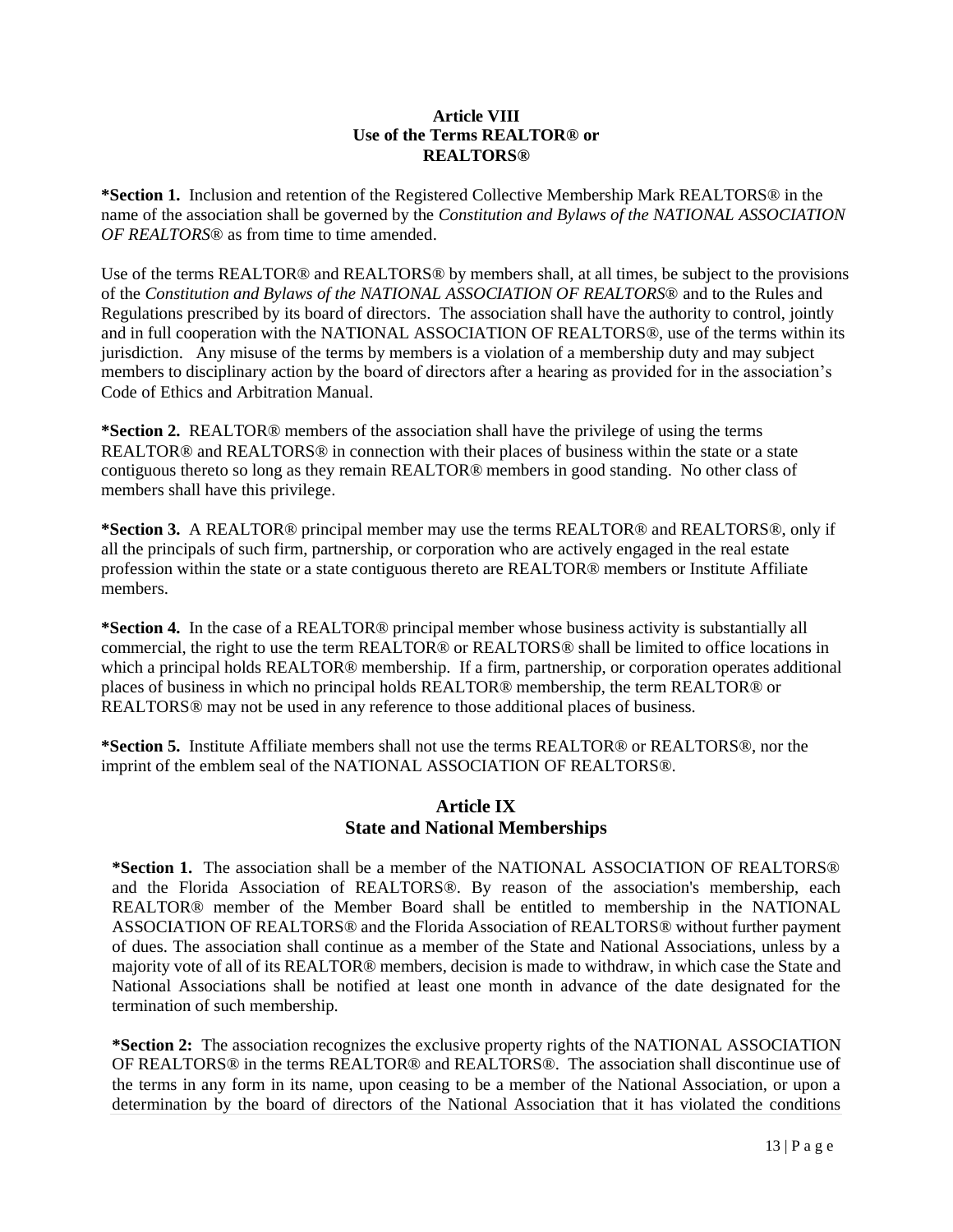## Article VIII
## Use of the Terms REALTOR® or REALTORS®

***Section 1.** Inclusion and retention of the Registered Collective Membership Mark REALTORS® in the name of the association shall be governed by the *Constitution and Bylaws of the NATIONAL ASSOCIATION OF REALTORS®* as from time to time amended.

Use of the terms REALTOR® and REALTORS® by members shall, at all times, be subject to the provisions of the *Constitution and Bylaws of the NATIONAL ASSOCIATION OF REALTORS®* and to the Rules and Regulations prescribed by its board of directors. The association shall have the authority to control, jointly and in full cooperation with the NATIONAL ASSOCIATION OF REALTORS®, use of the terms within its jurisdiction. Any misuse of the terms by members is a violation of a membership duty and may subject members to disciplinary action by the board of directors after a hearing as provided for in the association's Code of Ethics and Arbitration Manual.

***Section 2.** REALTOR® members of the association shall have the privilege of using the terms REALTOR® and REALTORS® in connection with their places of business within the state or a state contiguous thereto so long as they remain REALTOR® members in good standing. No other class of members shall have this privilege.

***Section 3.** A REALTOR® principal member may use the terms REALTOR® and REALTORS®, only if all the principals of such firm, partnership, or corporation who are actively engaged in the real estate profession within the state or a state contiguous thereto are REALTOR® members or Institute Affiliate members.

***Section 4.** In the case of a REALTOR® principal member whose business activity is substantially all commercial, the right to use the term REALTOR® or REALTORS® shall be limited to office locations in which a principal holds REALTOR® membership. If a firm, partnership, or corporation operates additional places of business in which no principal holds REALTOR® membership, the term REALTOR® or REALTORS® may not be used in any reference to those additional places of business.

***Section 5.** Institute Affiliate members shall not use the terms REALTOR® or REALTORS®, nor the imprint of the emblem seal of the NATIONAL ASSOCIATION OF REALTORS®.

## Article IX
## State and National Memberships

***Section 1.** The association shall be a member of the NATIONAL ASSOCIATION OF REALTORS® and the Florida Association of REALTORS®. By reason of the association's membership, each REALTOR® member of the Member Board shall be entitled to membership in the NATIONAL ASSOCIATION OF REALTORS® and the Florida Association of REALTORS® without further payment of dues. The association shall continue as a member of the State and National Associations, unless by a majority vote of all of its REALTOR® members, decision is made to withdraw, in which case the State and National Associations shall be notified at least one month in advance of the date designated for the termination of such membership.

***Section 2:** The association recognizes the exclusive property rights of the NATIONAL ASSOCIATION OF REALTORS® in the terms REALTOR® and REALTORS®. The association shall discontinue use of the terms in any form in its name, upon ceasing to be a member of the National Association, or upon a determination by the board of directors of the National Association that it has violated the conditions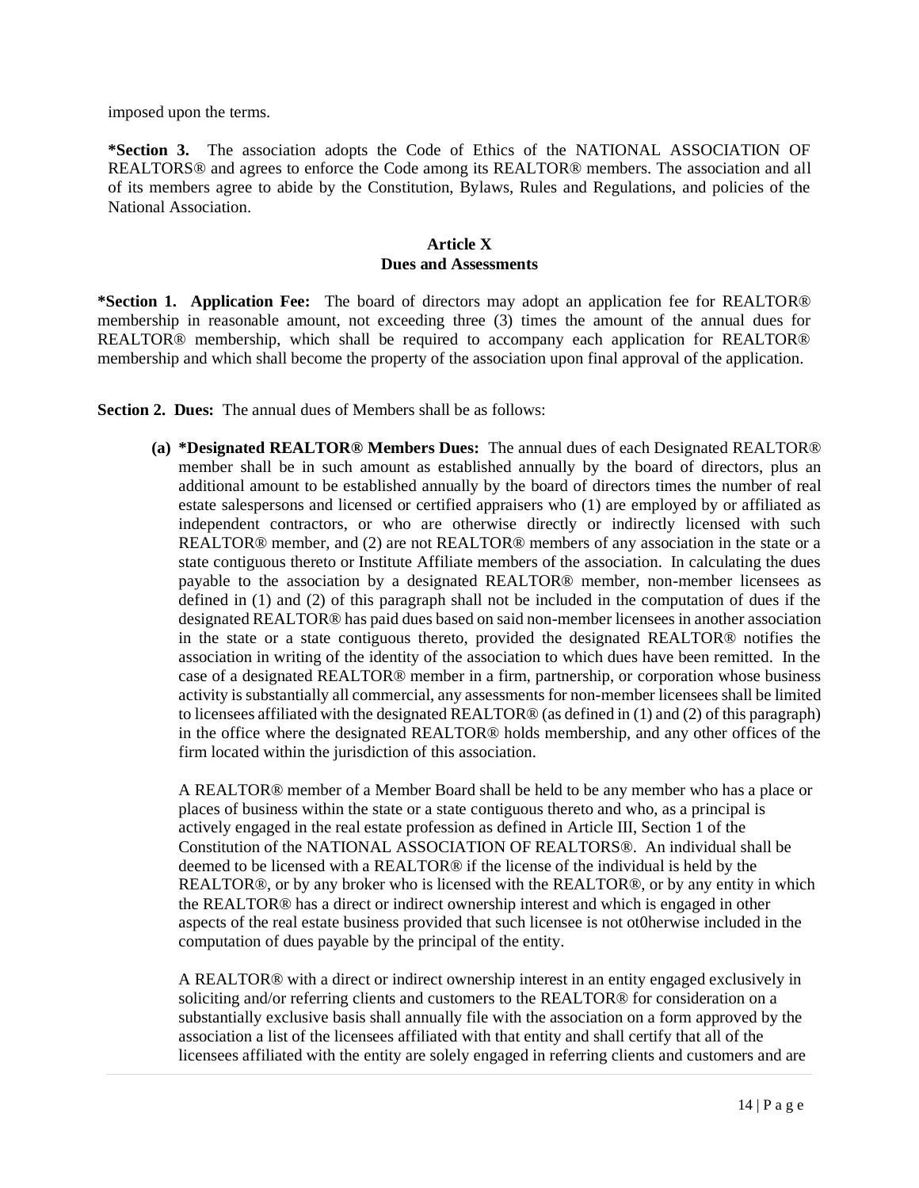imposed upon the terms.

**\*Section 3.** The association adopts the Code of Ethics of the NATIONAL ASSOCIATION OF REALTORS® and agrees to enforce the Code among its REALTOR® members. The association and all of its members agree to abide by the Constitution, Bylaws, Rules and Regulations, and policies of the National Association.

## Article X
## Dues and Assessments

**\*Section 1. Application Fee:** The board of directors may adopt an application fee for REALTOR® membership in reasonable amount, not exceeding three (3) times the amount of the annual dues for REALTOR® membership, which shall be required to accompany each application for REALTOR® membership and which shall become the property of the association upon final approval of the application.

**Section 2. Dues:** The annual dues of Members shall be as follows:

**(a) \*Designated REALTOR® Members Dues:** The annual dues of each Designated REALTOR® member shall be in such amount as established annually by the board of directors, plus an additional amount to be established annually by the board of directors times the number of real estate salespersons and licensed or certified appraisers who (1) are employed by or affiliated as independent contractors, or who are otherwise directly or indirectly licensed with such REALTOR® member, and (2) are not REALTOR® members of any association in the state or a state contiguous thereto or Institute Affiliate members of the association. In calculating the dues payable to the association by a designated REALTOR® member, non-member licensees as defined in (1) and (2) of this paragraph shall not be included in the computation of dues if the designated REALTOR® has paid dues based on said non-member licensees in another association in the state or a state contiguous thereto, provided the designated REALTOR® notifies the association in writing of the identity of the association to which dues have been remitted. In the case of a designated REALTOR® member in a firm, partnership, or corporation whose business activity is substantially all commercial, any assessments for non-member licensees shall be limited to licensees affiliated with the designated REALTOR® (as defined in (1) and (2) of this paragraph) in the office where the designated REALTOR® holds membership, and any other offices of the firm located within the jurisdiction of this association.

A REALTOR® member of a Member Board shall be held to be any member who has a place or places of business within the state or a state contiguous thereto and who, as a principal is actively engaged in the real estate profession as defined in Article III, Section 1 of the Constitution of the NATIONAL ASSOCIATION OF REALTORS®. An individual shall be deemed to be licensed with a REALTOR® if the license of the individual is held by the REALTOR®, or by any broker who is licensed with the REALTOR®, or by any entity in which the REALTOR® has a direct or indirect ownership interest and which is engaged in other aspects of the real estate business provided that such licensee is not ot0herwise included in the computation of dues payable by the principal of the entity.

A REALTOR® with a direct or indirect ownership interest in an entity engaged exclusively in soliciting and/or referring clients and customers to the REALTOR® for consideration on a substantially exclusive basis shall annually file with the association on a form approved by the association a list of the licensees affiliated with that entity and shall certify that all of the licensees affiliated with the entity are solely engaged in referring clients and customers and are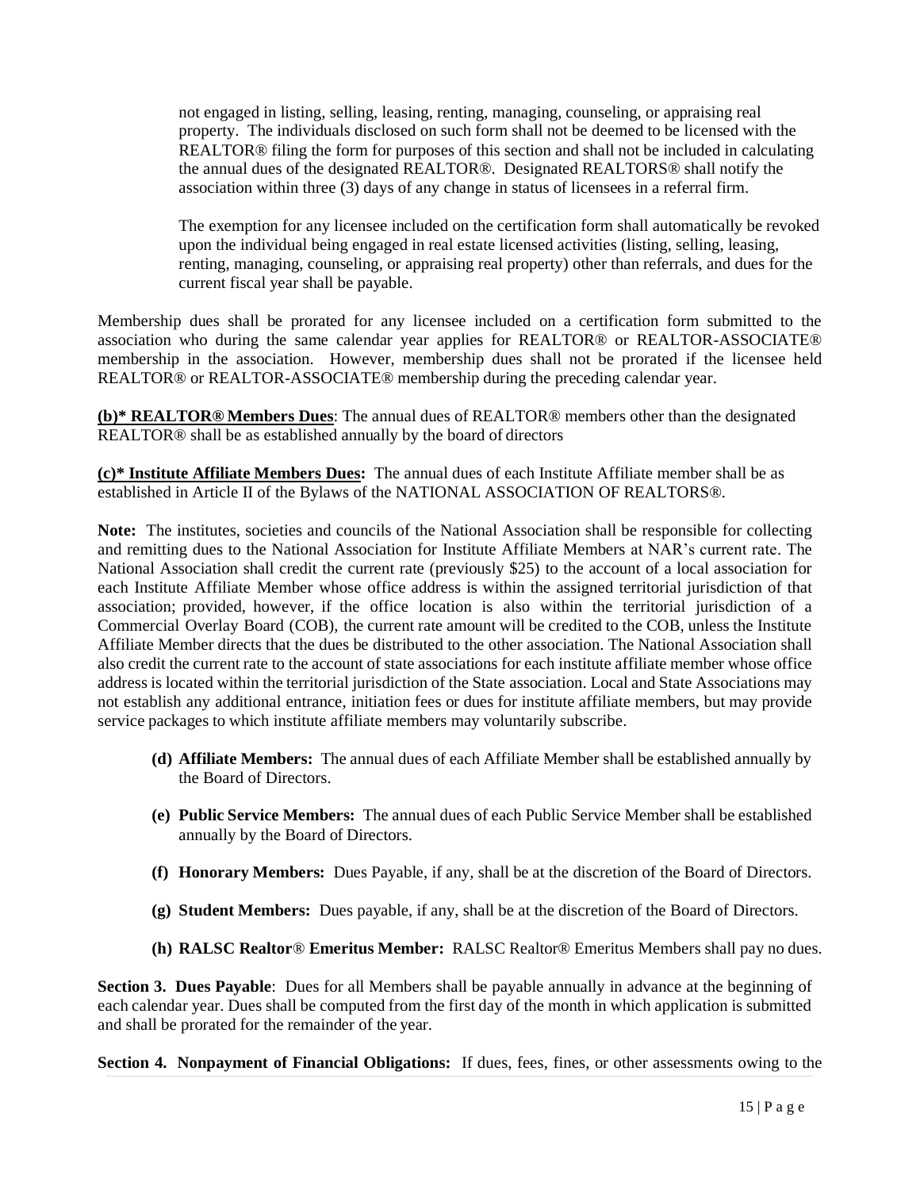not engaged in listing, selling, leasing, renting, managing, counseling, or appraising real property. The individuals disclosed on such form shall not be deemed to be licensed with the REALTOR® filing the form for purposes of this section and shall not be included in calculating the annual dues of the designated REALTOR®. Designated REALTORS® shall notify the association within three (3) days of any change in status of licensees in a referral firm.

The exemption for any licensee included on the certification form shall automatically be revoked upon the individual being engaged in real estate licensed activities (listing, selling, leasing, renting, managing, counseling, or appraising real property) other than referrals, and dues for the current fiscal year shall be payable.

Membership dues shall be prorated for any licensee included on a certification form submitted to the association who during the same calendar year applies for REALTOR® or REALTOR-ASSOCIATE® membership in the association. However, membership dues shall not be prorated if the licensee held REALTOR® or REALTOR-ASSOCIATE® membership during the preceding calendar year.

**(b)* REALTOR® Members Dues**: The annual dues of REALTOR® members other than the designated REALTOR® shall be as established annually by the board of directors

**(c)* Institute Affiliate Members Dues:** The annual dues of each Institute Affiliate member shall be as established in Article II of the Bylaws of the NATIONAL ASSOCIATION OF REALTORS®.

**Note:** The institutes, societies and councils of the National Association shall be responsible for collecting and remitting dues to the National Association for Institute Affiliate Members at NAR's current rate. The National Association shall credit the current rate (previously $25) to the account of a local association for each Institute Affiliate Member whose office address is within the assigned territorial jurisdiction of that association; provided, however, if the office location is also within the territorial jurisdiction of a Commercial Overlay Board (COB), the current rate amount will be credited to the COB, unless the Institute Affiliate Member directs that the dues be distributed to the other association. The National Association shall also credit the current rate to the account of state associations for each institute affiliate member whose office address is located within the territorial jurisdiction of the State association. Local and State Associations may not establish any additional entrance, initiation fees or dues for institute affiliate members, but may provide service packages to which institute affiliate members may voluntarily subscribe.

- **(d) Affiliate Members:** The annual dues of each Affiliate Member shall be established annually by the Board of Directors.
- **(e) Public Service Members:** The annual dues of each Public Service Member shall be established annually by the Board of Directors.
- **(f) Honorary Members:** Dues Payable, if any, shall be at the discretion of the Board of Directors.
- **(g) Student Members:** Dues payable, if any, shall be at the discretion of the Board of Directors.
- **(h) RALSC Realtor® Emeritus Member:** RALSC Realtor® Emeritus Members shall pay no dues.

**Section 3. Dues Payable**: Dues for all Members shall be payable annually in advance at the beginning of each calendar year. Dues shall be computed from the first day of the month in which application is submitted and shall be prorated for the remainder of the year.

**Section 4. Nonpayment of Financial Obligations:** If dues, fees, fines, or other assessments owing to the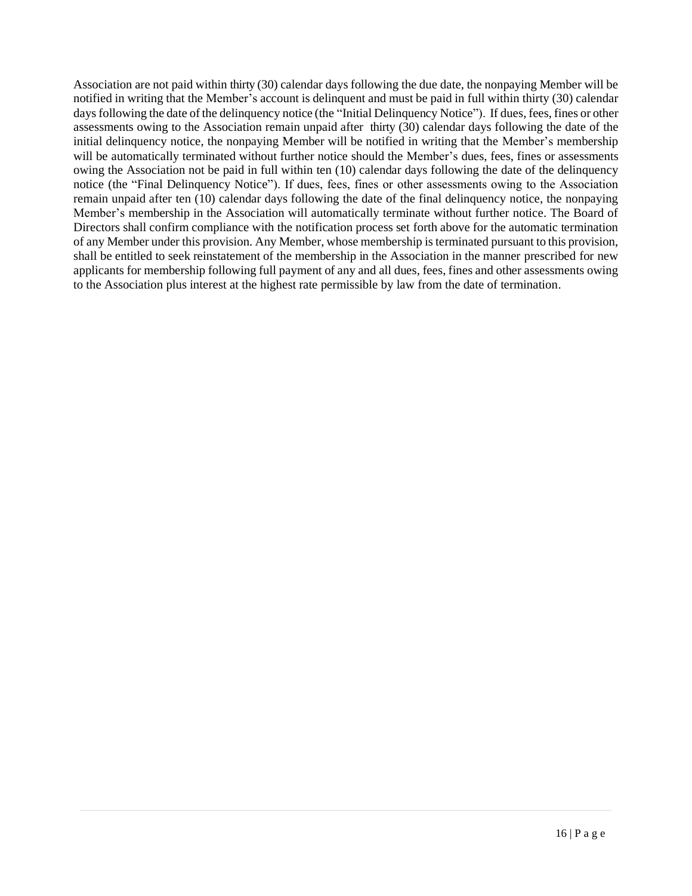Association are not paid within thirty (30) calendar days following the due date, the nonpaying Member will be notified in writing that the Member's account is delinquent and must be paid in full within thirty (30) calendar days following the date of the delinquency notice (the "Initial Delinquency Notice"). If dues, fees, fines or other assessments owing to the Association remain unpaid after thirty (30) calendar days following the date of the initial delinquency notice, the nonpaying Member will be notified in writing that the Member's membership will be automatically terminated without further notice should the Member's dues, fees, fines or assessments owing the Association not be paid in full within ten (10) calendar days following the date of the delinquency notice (the "Final Delinquency Notice"). If dues, fees, fines or other assessments owing to the Association remain unpaid after ten (10) calendar days following the date of the final delinquency notice, the nonpaying Member's membership in the Association will automatically terminate without further notice. The Board of Directors shall confirm compliance with the notification process set forth above for the automatic termination of any Member under this provision. Any Member, whose membership is terminated pursuant to this provision, shall be entitled to seek reinstatement of the membership in the Association in the manner prescribed for new applicants for membership following full payment of any and all dues, fees, fines and other assessments owing to the Association plus interest at the highest rate permissible by law from the date of termination.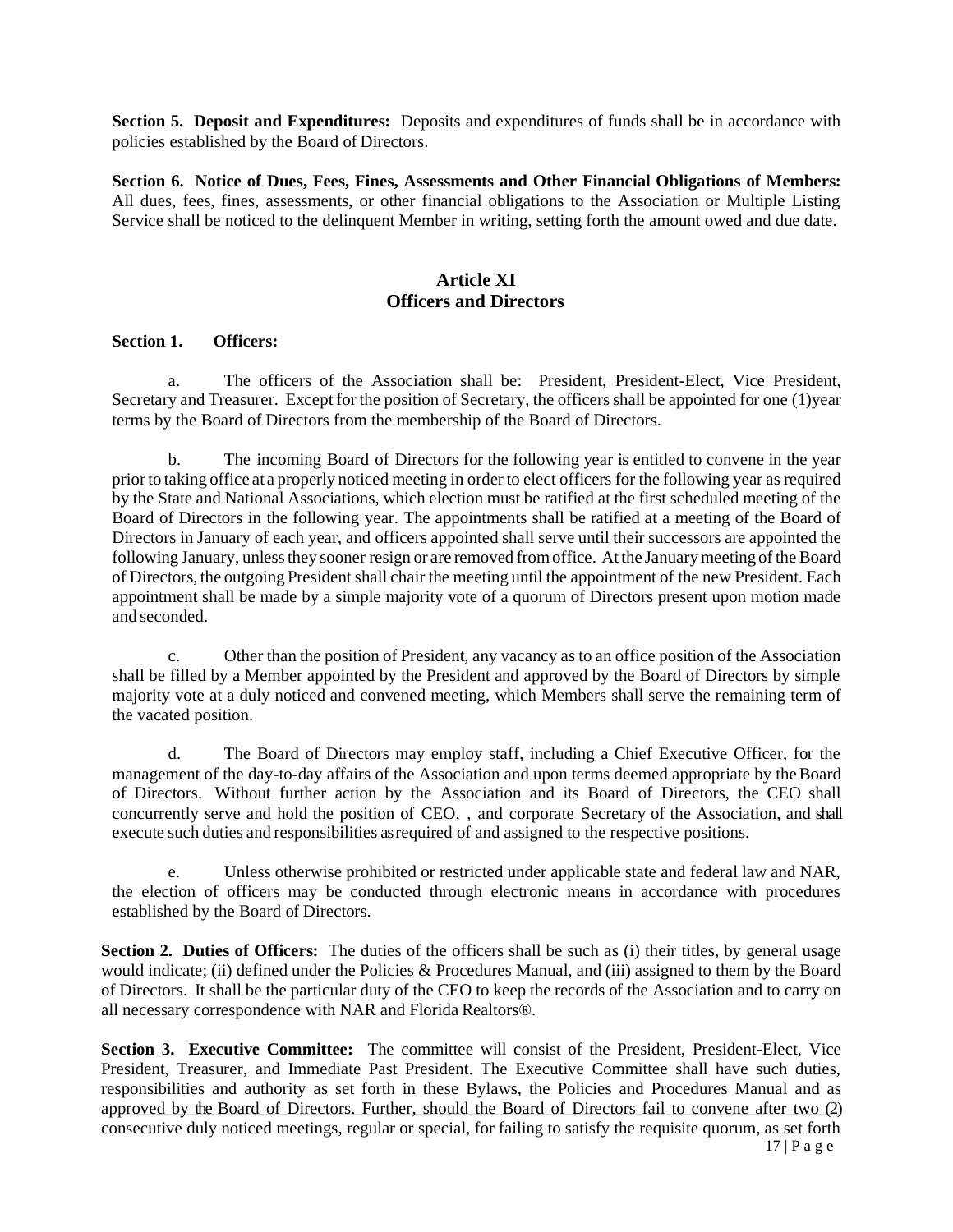**Section 5. Deposit and Expenditures:** Deposits and expenditures of funds shall be in accordance with policies established by the Board of Directors.

**Section 6. Notice of Dues, Fees, Fines, Assessments and Other Financial Obligations of Members:** All dues, fees, fines, assessments, or other financial obligations to the Association or Multiple Listing Service shall be noticed to the delinquent Member in writing, setting forth the amount owed and due date.

## Article XI
## Officers and Directors

**Section 1. Officers:**

a. The officers of the Association shall be: President, President-Elect, Vice President, Secretary and Treasurer. Except for the position of Secretary, the officers shall be appointed for one (1)year terms by the Board of Directors from the membership of the Board of Directors.

b. The incoming Board of Directors for the following year is entitled to convene in the year prior to taking office at a properly noticed meeting in order to elect officers for the following year as required by the State and National Associations, which election must be ratified at the first scheduled meeting of the Board of Directors in the following year. The appointments shall be ratified at a meeting of the Board of Directors in January of each year, and officers appointed shall serve until their successors are appointed the following January, unless they sooner resign or are removed from office. At the January meeting of the Board of Directors, the outgoing President shall chair the meeting until the appointment of the new President. Each appointment shall be made by a simple majority vote of a quorum of Directors present upon motion made and seconded.

c. Other than the position of President, any vacancy as to an office position of the Association shall be filled by a Member appointed by the President and approved by the Board of Directors by simple majority vote at a duly noticed and convened meeting, which Members shall serve the remaining term of the vacated position.

d. The Board of Directors may employ staff, including a Chief Executive Officer, for the management of the day-to-day affairs of the Association and upon terms deemed appropriate by the Board of Directors. Without further action by the Association and its Board of Directors, the CEO shall concurrently serve and hold the position of CEO, , and corporate Secretary of the Association, and shall execute such duties and responsibilities as required of and assigned to the respective positions.

e. Unless otherwise prohibited or restricted under applicable state and federal law and NAR, the election of officers may be conducted through electronic means in accordance with procedures established by the Board of Directors.

**Section 2. Duties of Officers:** The duties of the officers shall be such as (i) their titles, by general usage would indicate; (ii) defined under the Policies & Procedures Manual, and (iii) assigned to them by the Board of Directors. It shall be the particular duty of the CEO to keep the records of the Association and to carry on all necessary correspondence with NAR and Florida Realtors®.

**Section 3. Executive Committee:** The committee will consist of the President, President-Elect, Vice President, Treasurer, and Immediate Past President. The Executive Committee shall have such duties, responsibilities and authority as set forth in these Bylaws, the Policies and Procedures Manual and as approved by the Board of Directors. Further, should the Board of Directors fail to convene after two (2) consecutive duly noticed meetings, regular or special, for failing to satisfy the requisite quorum, as set forth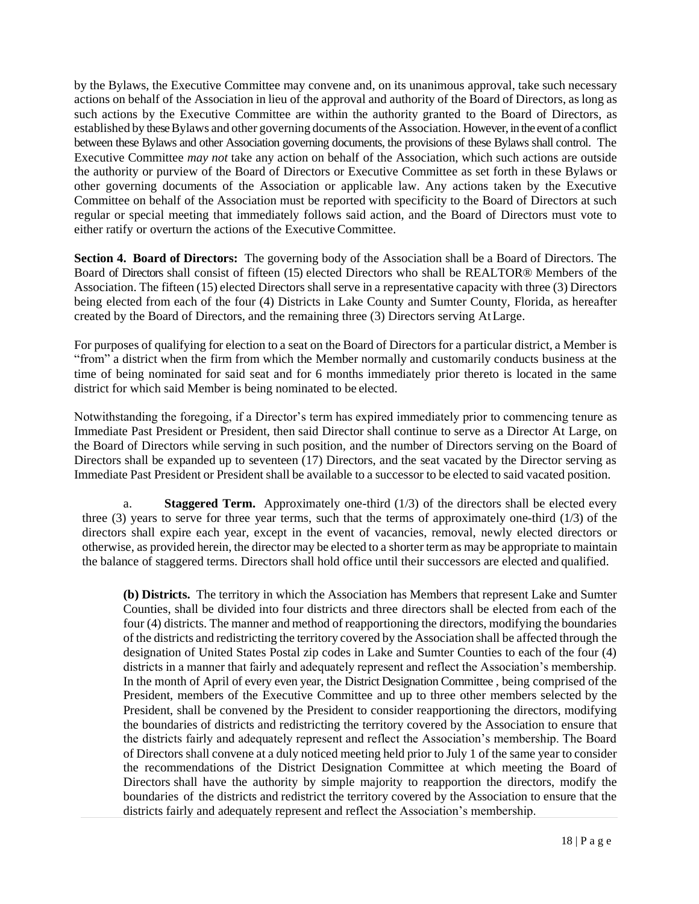by the Bylaws, the Executive Committee may convene and, on its unanimous approval, take such necessary actions on behalf of the Association in lieu of the approval and authority of the Board of Directors, as long as such actions by the Executive Committee are within the authority granted to the Board of Directors, as established by these Bylaws and other governing documents of the Association. However, in the event of a conflict between these Bylaws and other Association governing documents, the provisions of these Bylaws shall control. The Executive Committee *may not* take any action on behalf of the Association, which such actions are outside the authority or purview of the Board of Directors or Executive Committee as set forth in these Bylaws or other governing documents of the Association or applicable law. Any actions taken by the Executive Committee on behalf of the Association must be reported with specificity to the Board of Directors at such regular or special meeting that immediately follows said action, and the Board of Directors must vote to either ratify or overturn the actions of the Executive Committee.

**Section 4. Board of Directors:** The governing body of the Association shall be a Board of Directors. The Board of Directors shall consist of fifteen (15) elected Directors who shall be REALTOR® Members of the Association. The fifteen (15) elected Directors shall serve in a representative capacity with three (3) Directors being elected from each of the four (4) Districts in Lake County and Sumter County, Florida, as hereafter created by the Board of Directors, and the remaining three (3) Directors serving At Large.

For purposes of qualifying for election to a seat on the Board of Directors for a particular district, a Member is "from" a district when the firm from which the Member normally and customarily conducts business at the time of being nominated for said seat and for 6 months immediately prior thereto is located in the same district for which said Member is being nominated to be elected.

Notwithstanding the foregoing, if a Director's term has expired immediately prior to commencing tenure as Immediate Past President or President, then said Director shall continue to serve as a Director At Large, on the Board of Directors while serving in such position, and the number of Directors serving on the Board of Directors shall be expanded up to seventeen (17) Directors, and the seat vacated by the Director serving as Immediate Past President or President shall be available to a successor to be elected to said vacated position.

a. **Staggered Term.** Approximately one-third (1/3) of the directors shall be elected every three (3) years to serve for three year terms, such that the terms of approximately one-third (1/3) of the directors shall expire each year, except in the event of vacancies, removal, newly elected directors or otherwise, as provided herein, the director may be elected to a shorter term as may be appropriate to maintain the balance of staggered terms. Directors shall hold office until their successors are elected and qualified.

**(b) Districts.** The territory in which the Association has Members that represent Lake and Sumter Counties, shall be divided into four districts and three directors shall be elected from each of the four (4) districts. The manner and method of reapportioning the directors, modifying the boundaries of the districts and redistricting the territory covered by the Association shall be affected through the designation of United States Postal zip codes in Lake and Sumter Counties to each of the four (4) districts in a manner that fairly and adequately represent and reflect the Association's membership. In the month of April of every even year, the District Designation Committee , being comprised of the President, members of the Executive Committee and up to three other members selected by the President, shall be convened by the President to consider reapportioning the directors, modifying the boundaries of districts and redistricting the territory covered by the Association to ensure that the districts fairly and adequately represent and reflect the Association's membership. The Board of Directors shall convene at a duly noticed meeting held prior to July 1 of the same year to consider the recommendations of the District Designation Committee at which meeting the Board of Directors shall have the authority by simple majority to reapportion the directors, modify the boundaries of the districts and redistrict the territory covered by the Association to ensure that the districts fairly and adequately represent and reflect the Association's membership.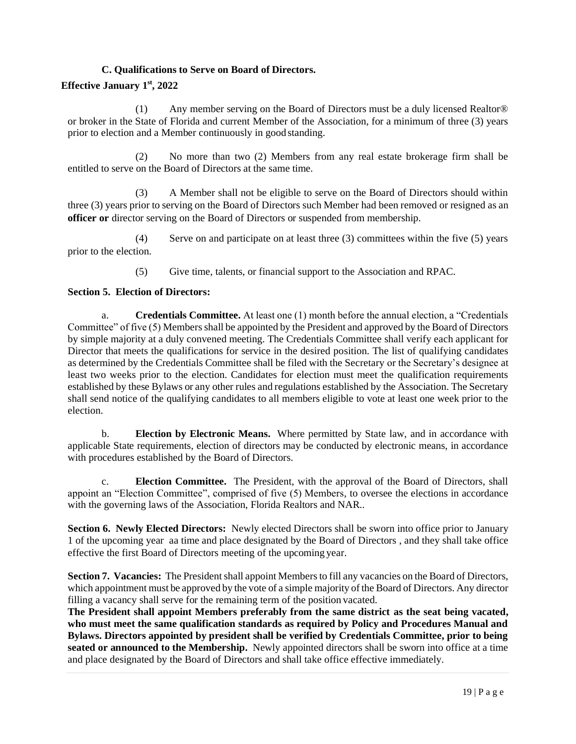**C. Qualifications to Serve on Board of Directors.**

**Effective January 1st, 2022**

(1) Any member serving on the Board of Directors must be a duly licensed Realtor® or broker in the State of Florida and current Member of the Association, for a minimum of three (3) years prior to election and a Member continuously in good standing.

(2) No more than two (2) Members from any real estate brokerage firm shall be entitled to serve on the Board of Directors at the same time.

(3) A Member shall not be eligible to serve on the Board of Directors should within three (3) years prior to serving on the Board of Directors such Member had been removed or resigned as an **officer or** director serving on the Board of Directors or suspended from membership.

(4) Serve on and participate on at least three (3) committees within the five (5) years prior to the election.

(5) Give time, talents, or financial support to the Association and RPAC.

**Section 5. Election of Directors:**

a. **Credentials Committee.** At least one (1) month before the annual election, a "Credentials Committee" of five (5) Members shall be appointed by the President and approved by the Board of Directors by simple majority at a duly convened meeting. The Credentials Committee shall verify each applicant for Director that meets the qualifications for service in the desired position. The list of qualifying candidates as determined by the Credentials Committee shall be filed with the Secretary or the Secretary's designee at least two weeks prior to the election. Candidates for election must meet the qualification requirements established by these Bylaws or any other rules and regulations established by the Association. The Secretary shall send notice of the qualifying candidates to all members eligible to vote at least one week prior to the election.

b. **Election by Electronic Means.** Where permitted by State law, and in accordance with applicable State requirements, election of directors may be conducted by electronic means, in accordance with procedures established by the Board of Directors.

c. **Election Committee.** The President, with the approval of the Board of Directors, shall appoint an "Election Committee", comprised of five (5) Members, to oversee the elections in accordance with the governing laws of the Association, Florida Realtors and NAR..

**Section 6. Newly Elected Directors:** Newly elected Directors shall be sworn into office prior to January 1 of the upcoming year aa time and place designated by the Board of Directors , and they shall take office effective the first Board of Directors meeting of the upcoming year.

**Section 7. Vacancies:** The President shall appoint Members to fill any vacancies on the Board of Directors, which appointment must be approved by the vote of a simple majority of the Board of Directors. Any director filling a vacancy shall serve for the remaining term of the position vacated.
**The President shall appoint Members preferably from the same district as the seat being vacated, who must meet the same qualification standards as required by Policy and Procedures Manual and Bylaws. Directors appointed by president shall be verified by Credentials Committee, prior to being seated or announced to the Membership.** Newly appointed directors shall be sworn into office at a time and place designated by the Board of Directors and shall take office effective immediately.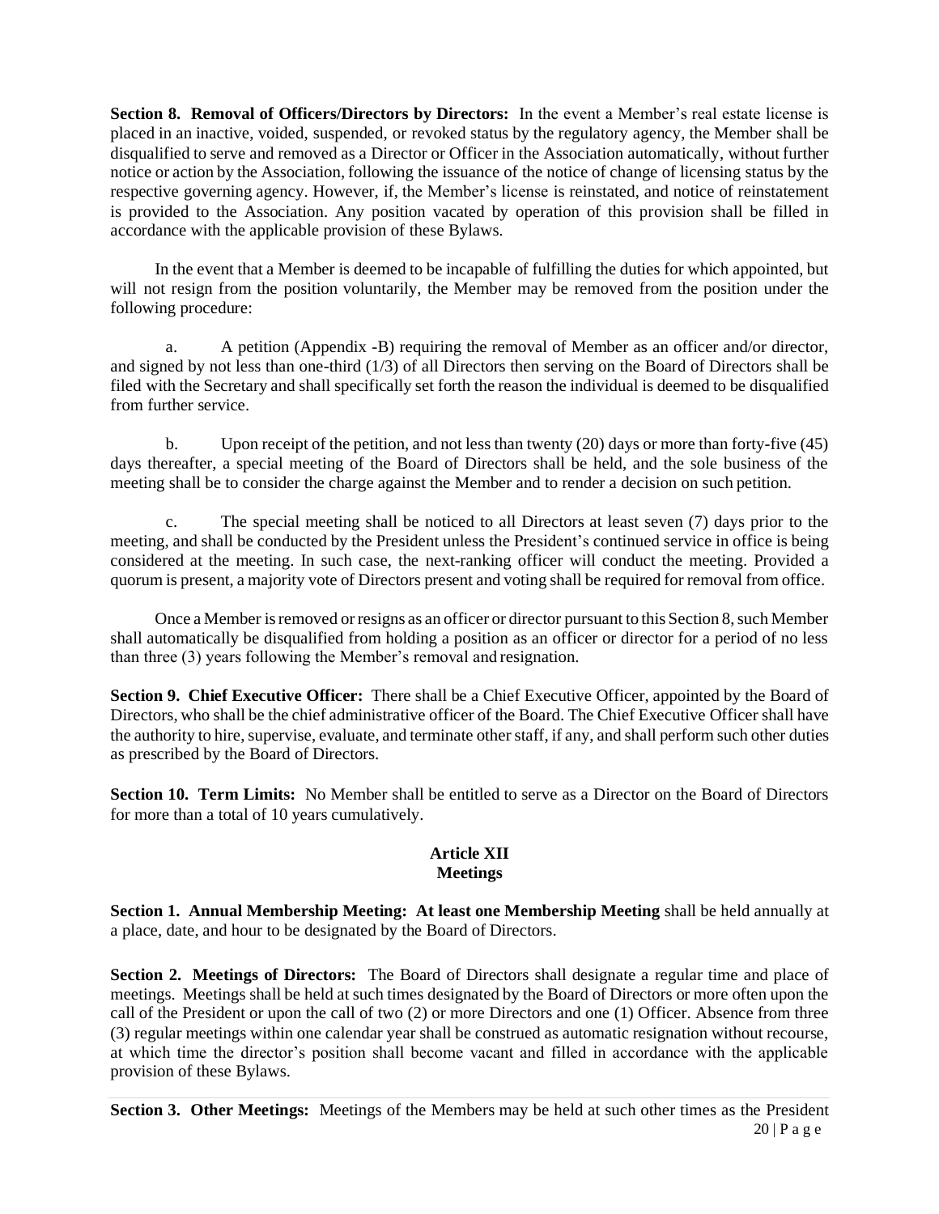**Section 8. Removal of Officers/Directors by Directors:** In the event a Member's real estate license is placed in an inactive, voided, suspended, or revoked status by the regulatory agency, the Member shall be disqualified to serve and removed as a Director or Officer in the Association automatically, without further notice or action by the Association, following the issuance of the notice of change of licensing status by the respective governing agency. However, if, the Member's license is reinstated, and notice of reinstatement is provided to the Association. Any position vacated by operation of this provision shall be filled in accordance with the applicable provision of these Bylaws.

In the event that a Member is deemed to be incapable of fulfilling the duties for which appointed, but will not resign from the position voluntarily, the Member may be removed from the position under the following procedure:

a. A petition (Appendix -B) requiring the removal of Member as an officer and/or director, and signed by not less than one-third (1/3) of all Directors then serving on the Board of Directors shall be filed with the Secretary and shall specifically set forth the reason the individual is deemed to be disqualified from further service.

b. Upon receipt of the petition, and not less than twenty (20) days or more than forty-five (45) days thereafter, a special meeting of the Board of Directors shall be held, and the sole business of the meeting shall be to consider the charge against the Member and to render a decision on such petition.

c. The special meeting shall be noticed to all Directors at least seven (7) days prior to the meeting, and shall be conducted by the President unless the President's continued service in office is being considered at the meeting. In such case, the next-ranking officer will conduct the meeting. Provided a quorum is present, a majority vote of Directors present and voting shall be required for removal from office.

Once a Member is removed or resigns as an officer or director pursuant to this Section 8, such Member shall automatically be disqualified from holding a position as an officer or director for a period of no less than three (3) years following the Member's removal and resignation.

**Section 9. Chief Executive Officer:** There shall be a Chief Executive Officer, appointed by the Board of Directors, who shall be the chief administrative officer of the Board. The Chief Executive Officer shall have the authority to hire, supervise, evaluate, and terminate other staff, if any, and shall perform such other duties as prescribed by the Board of Directors.

**Section 10. Term Limits:** No Member shall be entitled to serve as a Director on the Board of Directors for more than a total of 10 years cumulatively.

## Article XII
## Meetings

**Section 1. Annual Membership Meeting: At least one Membership Meeting** shall be held annually at a place, date, and hour to be designated by the Board of Directors.

**Section 2. Meetings of Directors:** The Board of Directors shall designate a regular time and place of meetings. Meetings shall be held at such times designated by the Board of Directors or more often upon the call of the President or upon the call of two (2) or more Directors and one (1) Officer. Absence from three (3) regular meetings within one calendar year shall be construed as automatic resignation without recourse, at which time the director's position shall become vacant and filled in accordance with the applicable provision of these Bylaws.

**Section 3. Other Meetings:** Meetings of the Members may be held at such other times as the President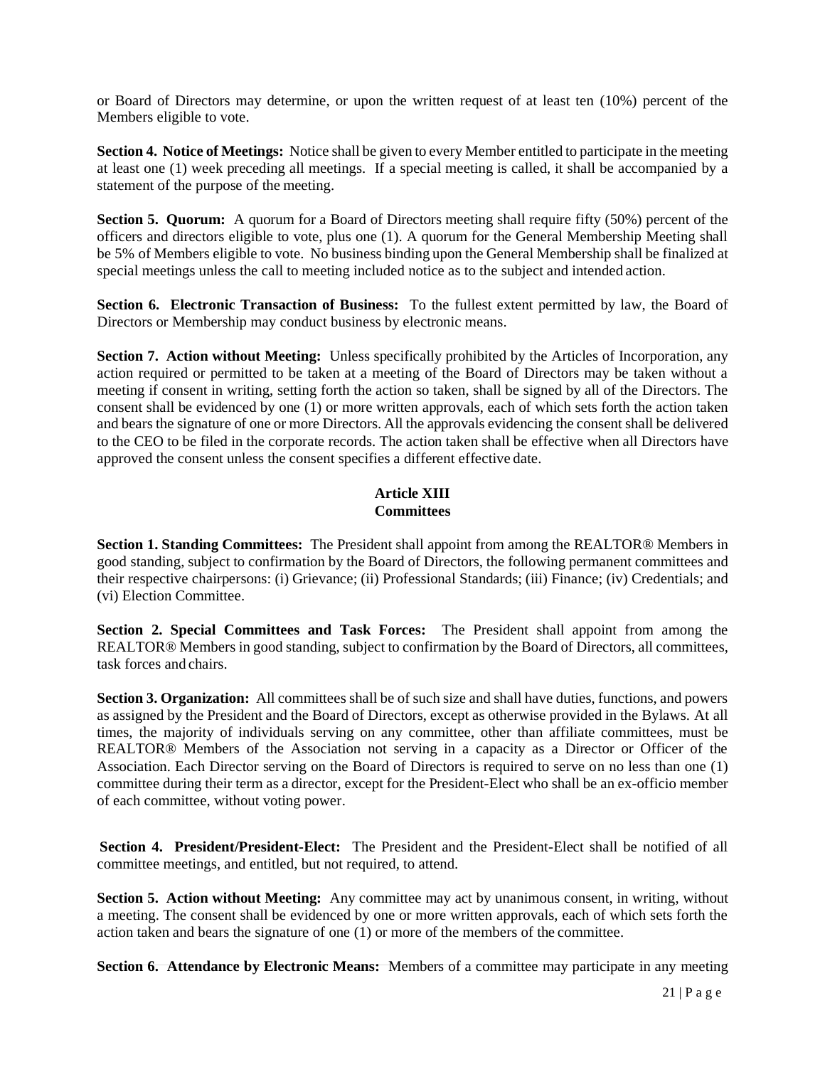or Board of Directors may determine, or upon the written request of at least ten (10%) percent of the Members eligible to vote.

**Section 4. Notice of Meetings:** Notice shall be given to every Member entitled to participate in the meeting at least one (1) week preceding all meetings. If a special meeting is called, it shall be accompanied by a statement of the purpose of the meeting.

**Section 5. Quorum:** A quorum for a Board of Directors meeting shall require fifty (50%) percent of the officers and directors eligible to vote, plus one (1). A quorum for the General Membership Meeting shall be 5% of Members eligible to vote. No business binding upon the General Membership shall be finalized at special meetings unless the call to meeting included notice as to the subject and intended action.

**Section 6. Electronic Transaction of Business:** To the fullest extent permitted by law, the Board of Directors or Membership may conduct business by electronic means.

**Section 7. Action without Meeting:** Unless specifically prohibited by the Articles of Incorporation, any action required or permitted to be taken at a meeting of the Board of Directors may be taken without a meeting if consent in writing, setting forth the action so taken, shall be signed by all of the Directors. The consent shall be evidenced by one (1) or more written approvals, each of which sets forth the action taken and bears the signature of one or more Directors. All the approvals evidencing the consent shall be delivered to the CEO to be filed in the corporate records. The action taken shall be effective when all Directors have approved the consent unless the consent specifies a different effective date.

## Article XIII
## Committees

**Section 1. Standing Committees:** The President shall appoint from among the REALTOR® Members in good standing, subject to confirmation by the Board of Directors, the following permanent committees and their respective chairpersons: (i) Grievance; (ii) Professional Standards; (iii) Finance; (iv) Credentials; and (vi) Election Committee.

**Section 2. Special Committees and Task Forces:** The President shall appoint from among the REALTOR® Members in good standing, subject to confirmation by the Board of Directors, all committees, task forces and chairs.

**Section 3. Organization:** All committees shall be of such size and shall have duties, functions, and powers as assigned by the President and the Board of Directors, except as otherwise provided in the Bylaws. At all times, the majority of individuals serving on any committee, other than affiliate committees, must be REALTOR® Members of the Association not serving in a capacity as a Director or Officer of the Association. Each Director serving on the Board of Directors is required to serve on no less than one (1) committee during their term as a director, except for the President-Elect who shall be an ex-officio member of each committee, without voting power.

**Section 4. President/President-Elect:** The President and the President-Elect shall be notified of all committee meetings, and entitled, but not required, to attend.

**Section 5. Action without Meeting:** Any committee may act by unanimous consent, in writing, without a meeting. The consent shall be evidenced by one or more written approvals, each of which sets forth the action taken and bears the signature of one (1) or more of the members of the committee.

**Section 6. Attendance by Electronic Means:** Members of a committee may participate in any meeting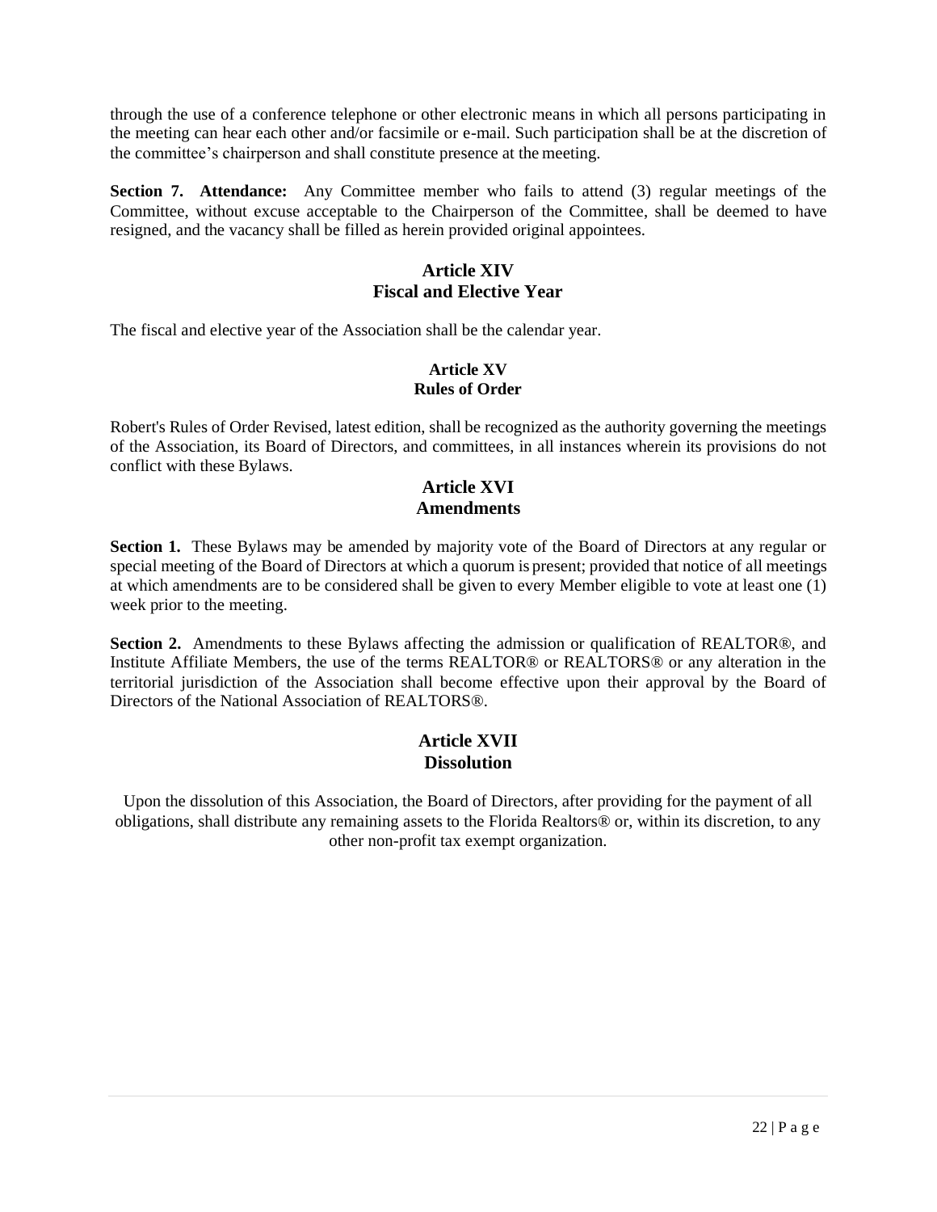through the use of a conference telephone or other electronic means in which all persons participating in the meeting can hear each other and/or facsimile or e-mail. Such participation shall be at the discretion of the committee's chairperson and shall constitute presence at the meeting.

**Section 7. Attendance:** Any Committee member who fails to attend (3) regular meetings of the Committee, without excuse acceptable to the Chairperson of the Committee, shall be deemed to have resigned, and the vacancy shall be filled as herein provided original appointees.

## Article XIV
## Fiscal and Elective Year

The fiscal and elective year of the Association shall be the calendar year.

## Article XV
## Rules of Order

Robert's Rules of Order Revised, latest edition, shall be recognized as the authority governing the meetings of the Association, its Board of Directors, and committees, in all instances wherein its provisions do not conflict with these Bylaws.

## Article XVI
## Amendments

**Section 1.** These Bylaws may be amended by majority vote of the Board of Directors at any regular or special meeting of the Board of Directors at which a quorum is present; provided that notice of all meetings at which amendments are to be considered shall be given to every Member eligible to vote at least one (1) week prior to the meeting.

**Section 2.** Amendments to these Bylaws affecting the admission or qualification of REALTOR®, and Institute Affiliate Members, the use of the terms REALTOR® or REALTORS® or any alteration in the territorial jurisdiction of the Association shall become effective upon their approval by the Board of Directors of the National Association of REALTORS®.

## Article XVII
## Dissolution

Upon the dissolution of this Association, the Board of Directors, after providing for the payment of all obligations, shall distribute any remaining assets to the Florida Realtors® or, within its discretion, to any other non-profit tax exempt organization.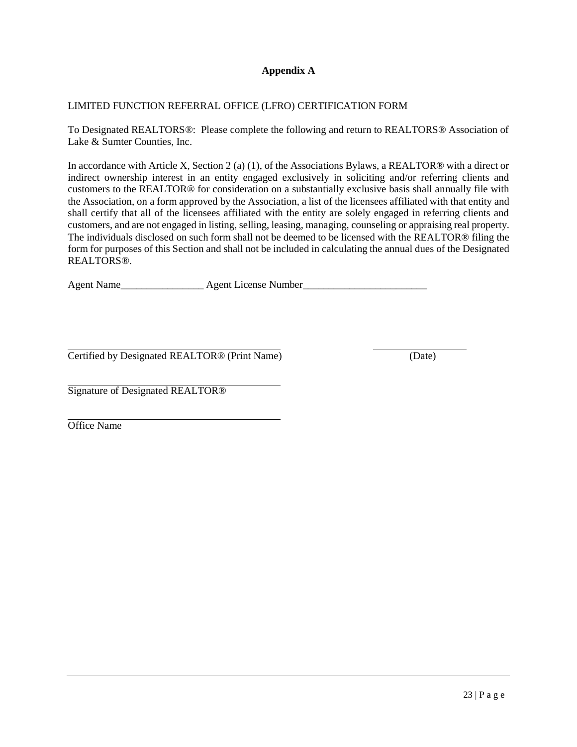## Appendix A

LIMITED FUNCTION REFERRAL OFFICE (LFRO) CERTIFICATION FORM

To Designated REALTORS®: Please complete the following and return to REALTORS® Association of Lake & Sumter Counties, Inc.

In accordance with Article X, Section 2 (a) (1), of the Associations Bylaws, a REALTOR® with a direct or indirect ownership interest in an entity engaged exclusively in soliciting and/or referring clients and customers to the REALTOR® for consideration on a substantially exclusive basis shall annually file with the Association, on a form approved by the Association, a list of the licensees affiliated with that entity and shall certify that all of the licensees affiliated with the entity are solely engaged in referring clients and customers, and are not engaged in listing, selling, leasing, managing, counseling or appraising real property. The individuals disclosed on such form shall not be deemed to be licensed with the REALTOR® filing the form for purposes of this Section and shall not be included in calculating the annual dues of the Designated REALTORS®.

Agent Name________________ Agent License Number________________________

_________________________________________ ________________

Certified by Designated REALTOR® (Print Name) (Date)

_________________________________________

Signature of Designated REALTOR®

_________________________________________

Office Name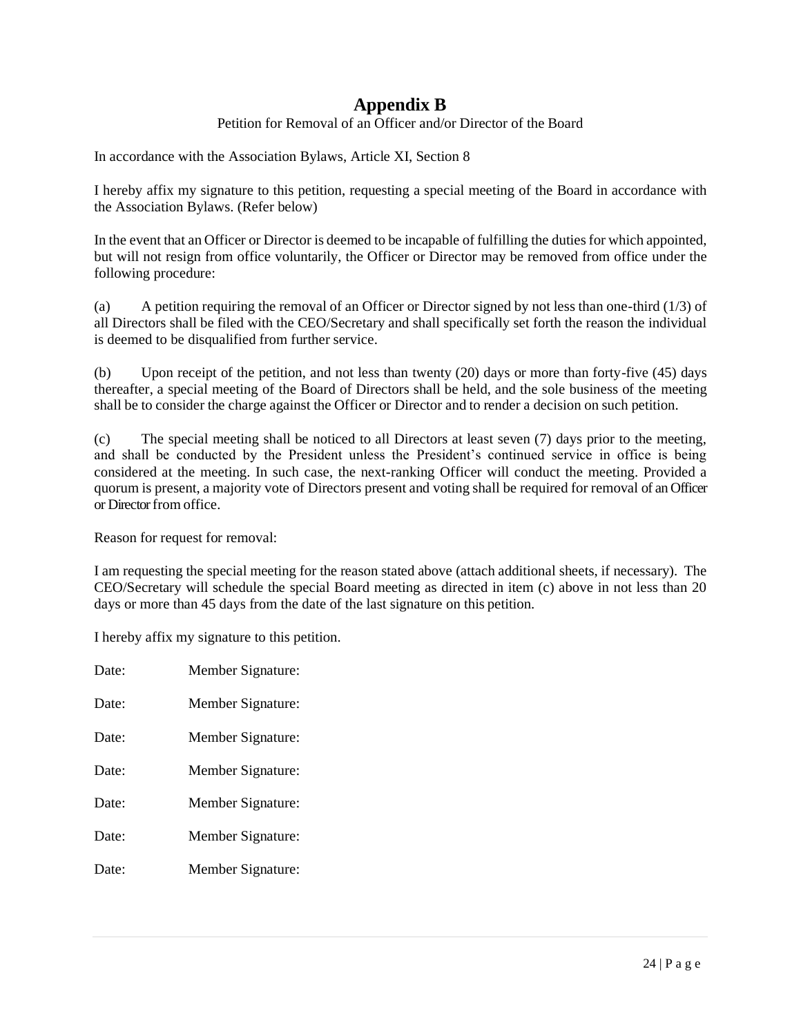# Appendix B

Petition for Removal of an Officer and/or Director of the Board

In accordance with the Association Bylaws, Article XI, Section 8

I hereby affix my signature to this petition, requesting a special meeting of the Board in accordance with the Association Bylaws. (Refer below)

In the event that an Officer or Director is deemed to be incapable of fulfilling the duties for which appointed, but will not resign from office voluntarily, the Officer or Director may be removed from office under the following procedure:

(a) A petition requiring the removal of an Officer or Director signed by not less than one-third (1/3) of all Directors shall be filed with the CEO/Secretary and shall specifically set forth the reason the individual is deemed to be disqualified from further service.

(b) Upon receipt of the petition, and not less than twenty (20) days or more than forty-five (45) days thereafter, a special meeting of the Board of Directors shall be held, and the sole business of the meeting shall be to consider the charge against the Officer or Director and to render a decision on such petition.

(c) The special meeting shall be noticed to all Directors at least seven (7) days prior to the meeting, and shall be conducted by the President unless the President's continued service in office is being considered at the meeting. In such case, the next-ranking Officer will conduct the meeting. Provided a quorum is present, a majority vote of Directors present and voting shall be required for removal of an Officer or Director from office.

Reason for request for removal:

I am requesting the special meeting for the reason stated above (attach additional sheets, if necessary). The CEO/Secretary will schedule the special Board meeting as directed in item (c) above in not less than 20 days or more than 45 days from the date of the last signature on this petition.

I hereby affix my signature to this petition.

Date: Member Signature:

Date: Member Signature:

Date: Member Signature:

Date: Member Signature:

Date: Member Signature:

Date: Member Signature:

Date: Member Signature: